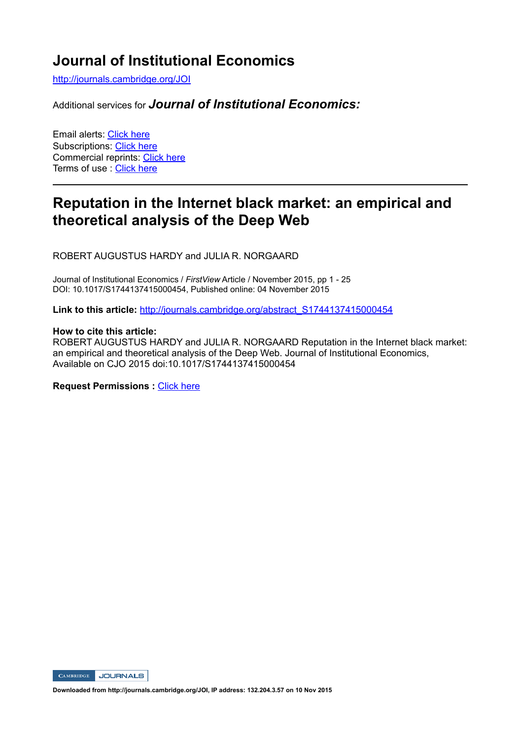# Journal of Institutional Economics

http://journals.cambridge.org/JOI

Additional services for ***Journal of Institutional Economics:***

Email alerts: Click here
Subscriptions: Click here
Commercial reprints: Click here
Terms of use : Click here

---

## Reputation in the Internet black market: an empirical and theoretical analysis of the Deep Web

ROBERT AUGUSTUS HARDY and JULIA R. NORGAARD

Journal of Institutional Economics / *FirstView* Article / November 2015, pp 1 - 25
DOI: 10.1017/S1744137415000454, Published online: 04 November 2015

**Link to this article:** http://journals.cambridge.org/abstract_S1744137415000454

**How to cite this article:**
ROBERT AUGUSTUS HARDY and JULIA R. NORGAARD Reputation in the Internet black market: an empirical and theoretical analysis of the Deep Web. Journal of Institutional Economics, Available on CJO 2015 doi:10.1017/S1744137415000454

**Request Permissions :** Click here

CAMBRIDGE JOURNALS

**Downloaded from http://journals.cambridge.org/JOI, IP address: 132.204.3.57 on 10 Nov 2015**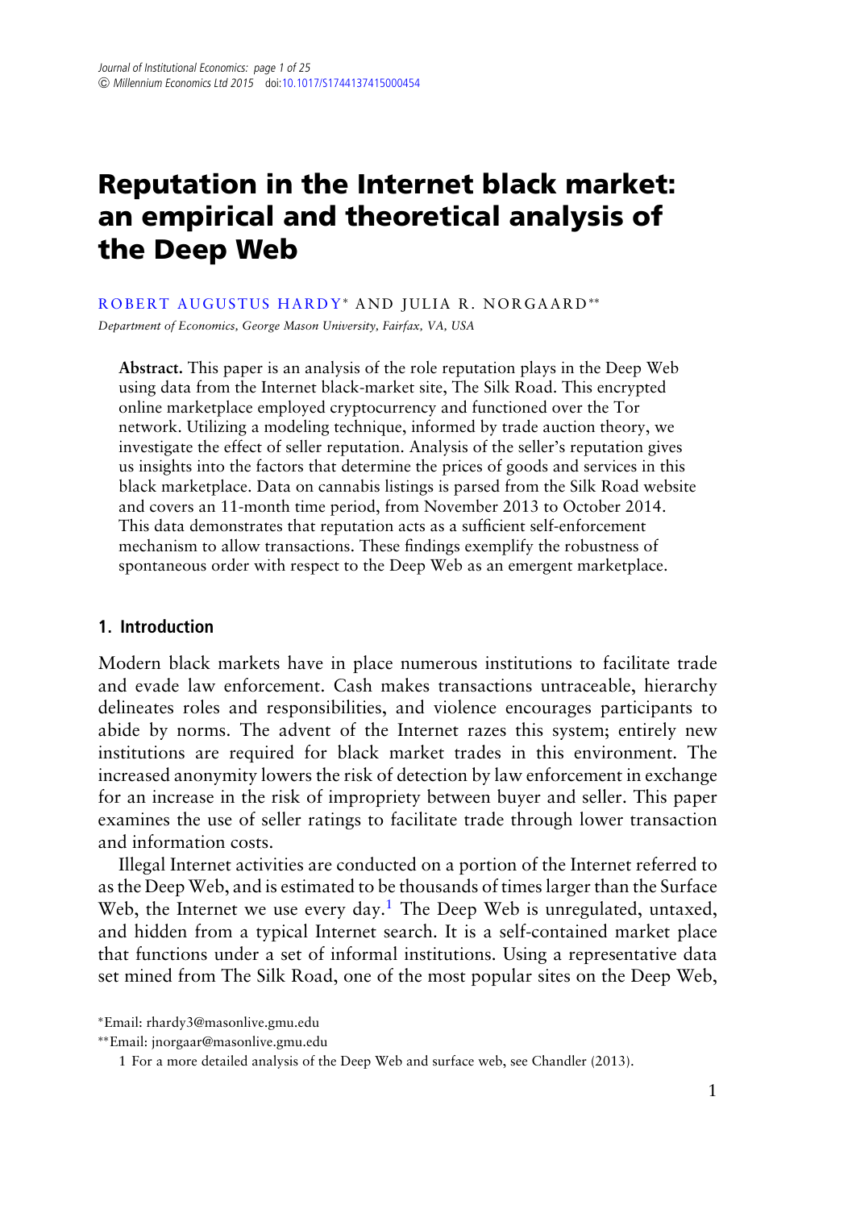# Reputation in the Internet black market: an empirical and theoretical analysis of the Deep Web

ROBERT AUGUSTUS HARDY* AND JULIA R. NORGAARD**

*Department of Economics, George Mason University, Fairfax, VA, USA*

> **Abstract.** This paper is an analysis of the role reputation plays in the Deep Web using data from the Internet black-market site, The Silk Road. This encrypted online marketplace employed cryptocurrency and functioned over the Tor network. Utilizing a modeling technique, informed by trade auction theory, we investigate the effect of seller reputation. Analysis of the seller's reputation gives us insights into the factors that determine the prices of goods and services in this black marketplace. Data on cannabis listings is parsed from the Silk Road website and covers an 11-month time period, from November 2013 to October 2014. This data demonstrates that reputation acts as a sufficient self-enforcement mechanism to allow transactions. These findings exemplify the robustness of spontaneous order with respect to the Deep Web as an emergent marketplace.

## 1. Introduction

Modern black markets have in place numerous institutions to facilitate trade and evade law enforcement. Cash makes transactions untraceable, hierarchy delineates roles and responsibilities, and violence encourages participants to abide by norms. The advent of the Internet razes this system; entirely new institutions are required for black market trades in this environment. The increased anonymity lowers the risk of detection by law enforcement in exchange for an increase in the risk of impropriety between buyer and seller. This paper examines the use of seller ratings to facilitate trade through lower transaction and information costs.

Illegal Internet activities are conducted on a portion of the Internet referred to as the Deep Web, and is estimated to be thousands of times larger than the Surface Web, the Internet we use every day.[1] The Deep Web is unregulated, untaxed, and hidden from a typical Internet search. It is a self-contained market place that functions under a set of informal institutions. Using a representative data set mined from The Silk Road, one of the most popular sites on the Deep Web,

*Email: rhardy3@masonlive.gmu.edu

**Email: jnorgaar@masonlive.gmu.edu

1 For a more detailed analysis of the Deep Web and surface web, see Chandler (2013).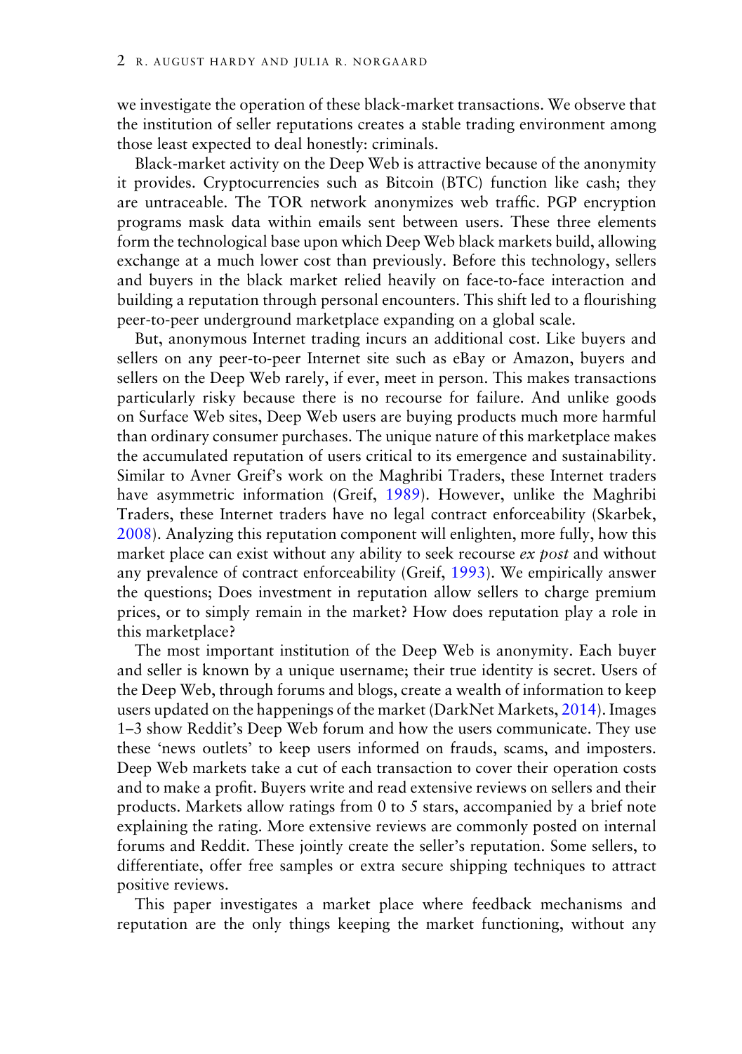we investigate the operation of these black-market transactions. We observe that the institution of seller reputations creates a stable trading environment among those least expected to deal honestly: criminals.

Black-market activity on the Deep Web is attractive because of the anonymity it provides. Cryptocurrencies such as Bitcoin (BTC) function like cash; they are untraceable. The TOR network anonymizes web traffic. PGP encryption programs mask data within emails sent between users. These three elements form the technological base upon which Deep Web black markets build, allowing exchange at a much lower cost than previously. Before this technology, sellers and buyers in the black market relied heavily on face-to-face interaction and building a reputation through personal encounters. This shift led to a flourishing peer-to-peer underground marketplace expanding on a global scale.

But, anonymous Internet trading incurs an additional cost. Like buyers and sellers on any peer-to-peer Internet site such as eBay or Amazon, buyers and sellers on the Deep Web rarely, if ever, meet in person. This makes transactions particularly risky because there is no recourse for failure. And unlike goods on Surface Web sites, Deep Web users are buying products much more harmful than ordinary consumer purchases. The unique nature of this marketplace makes the accumulated reputation of users critical to its emergence and sustainability. Similar to Avner Greif's work on the Maghribi Traders, these Internet traders have asymmetric information (Greif, 1989). However, unlike the Maghribi Traders, these Internet traders have no legal contract enforceability (Skarbek, 2008). Analyzing this reputation component will enlighten, more fully, how this market place can exist without any ability to seek recourse *ex post* and without any prevalence of contract enforceability (Greif, 1993). We empirically answer the questions; Does investment in reputation allow sellers to charge premium prices, or to simply remain in the market? How does reputation play a role in this marketplace?

The most important institution of the Deep Web is anonymity. Each buyer and seller is known by a unique username; their true identity is secret. Users of the Deep Web, through forums and blogs, create a wealth of information to keep users updated on the happenings of the market (DarkNet Markets, 2014). Images 1–3 show Reddit's Deep Web forum and how the users communicate. They use these 'news outlets' to keep users informed on frauds, scams, and imposters. Deep Web markets take a cut of each transaction to cover their operation costs and to make a profit. Buyers write and read extensive reviews on sellers and their products. Markets allow ratings from 0 to 5 stars, accompanied by a brief note explaining the rating. More extensive reviews are commonly posted on internal forums and Reddit. These jointly create the seller's reputation. Some sellers, to differentiate, offer free samples or extra secure shipping techniques to attract positive reviews.

This paper investigates a market place where feedback mechanisms and reputation are the only things keeping the market functioning, without any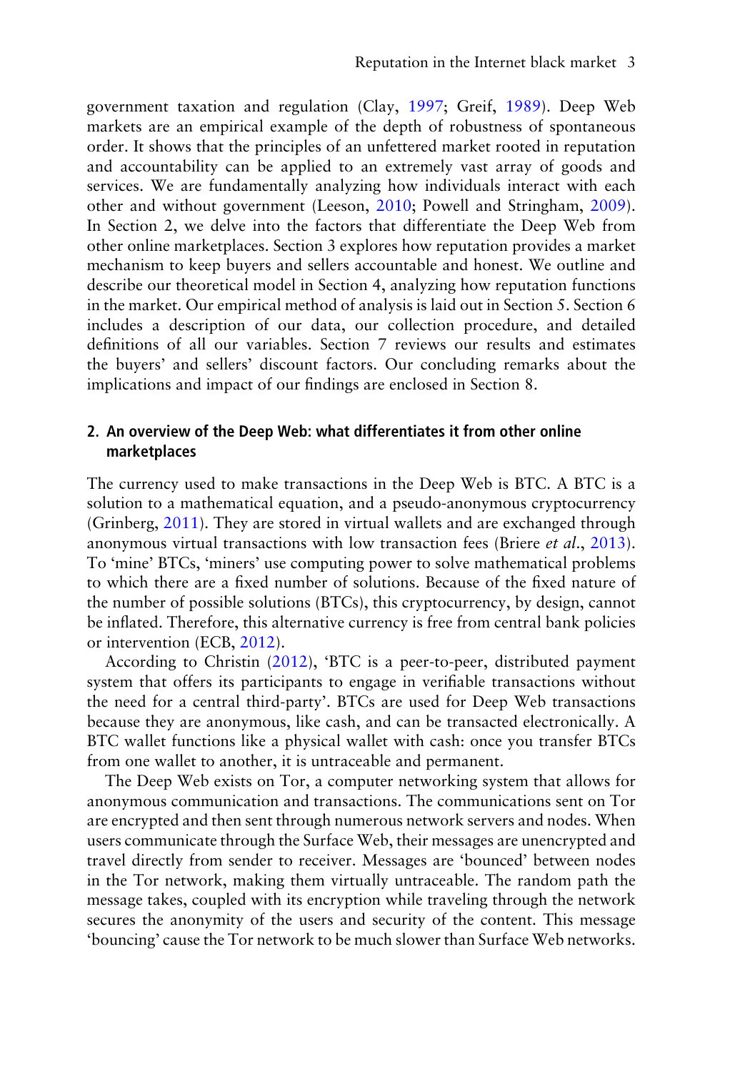government taxation and regulation (Clay, 1997; Greif, 1989). Deep Web markets are an empirical example of the depth of robustness of spontaneous order. It shows that the principles of an unfettered market rooted in reputation and accountability can be applied to an extremely vast array of goods and services. We are fundamentally analyzing how individuals interact with each other and without government (Leeson, 2010; Powell and Stringham, 2009). In Section 2, we delve into the factors that differentiate the Deep Web from other online marketplaces. Section 3 explores how reputation provides a market mechanism to keep buyers and sellers accountable and honest. We outline and describe our theoretical model in Section 4, analyzing how reputation functions in the market. Our empirical method of analysis is laid out in Section 5. Section 6 includes a description of our data, our collection procedure, and detailed definitions of all our variables. Section 7 reviews our results and estimates the buyers' and sellers' discount factors. Our concluding remarks about the implications and impact of our findings are enclosed in Section 8.

## 2. An overview of the Deep Web: what differentiates it from other online marketplaces

The currency used to make transactions in the Deep Web is BTC. A BTC is a solution to a mathematical equation, and a pseudo-anonymous cryptocurrency (Grinberg, 2011). They are stored in virtual wallets and are exchanged through anonymous virtual transactions with low transaction fees (Briere *et al.*, 2013). To 'mine' BTCs, 'miners' use computing power to solve mathematical problems to which there are a fixed number of solutions. Because of the fixed nature of the number of possible solutions (BTCs), this cryptocurrency, by design, cannot be inflated. Therefore, this alternative currency is free from central bank policies or intervention (ECB, 2012).

According to Christin (2012), 'BTC is a peer-to-peer, distributed payment system that offers its participants to engage in verifiable transactions without the need for a central third-party'. BTCs are used for Deep Web transactions because they are anonymous, like cash, and can be transacted electronically. A BTC wallet functions like a physical wallet with cash: once you transfer BTCs from one wallet to another, it is untraceable and permanent.

The Deep Web exists on Tor, a computer networking system that allows for anonymous communication and transactions. The communications sent on Tor are encrypted and then sent through numerous network servers and nodes. When users communicate through the Surface Web, their messages are unencrypted and travel directly from sender to receiver. Messages are 'bounced' between nodes in the Tor network, making them virtually untraceable. The random path the message takes, coupled with its encryption while traveling through the network secures the anonymity of the users and security of the content. This message 'bouncing' cause the Tor network to be much slower than Surface Web networks.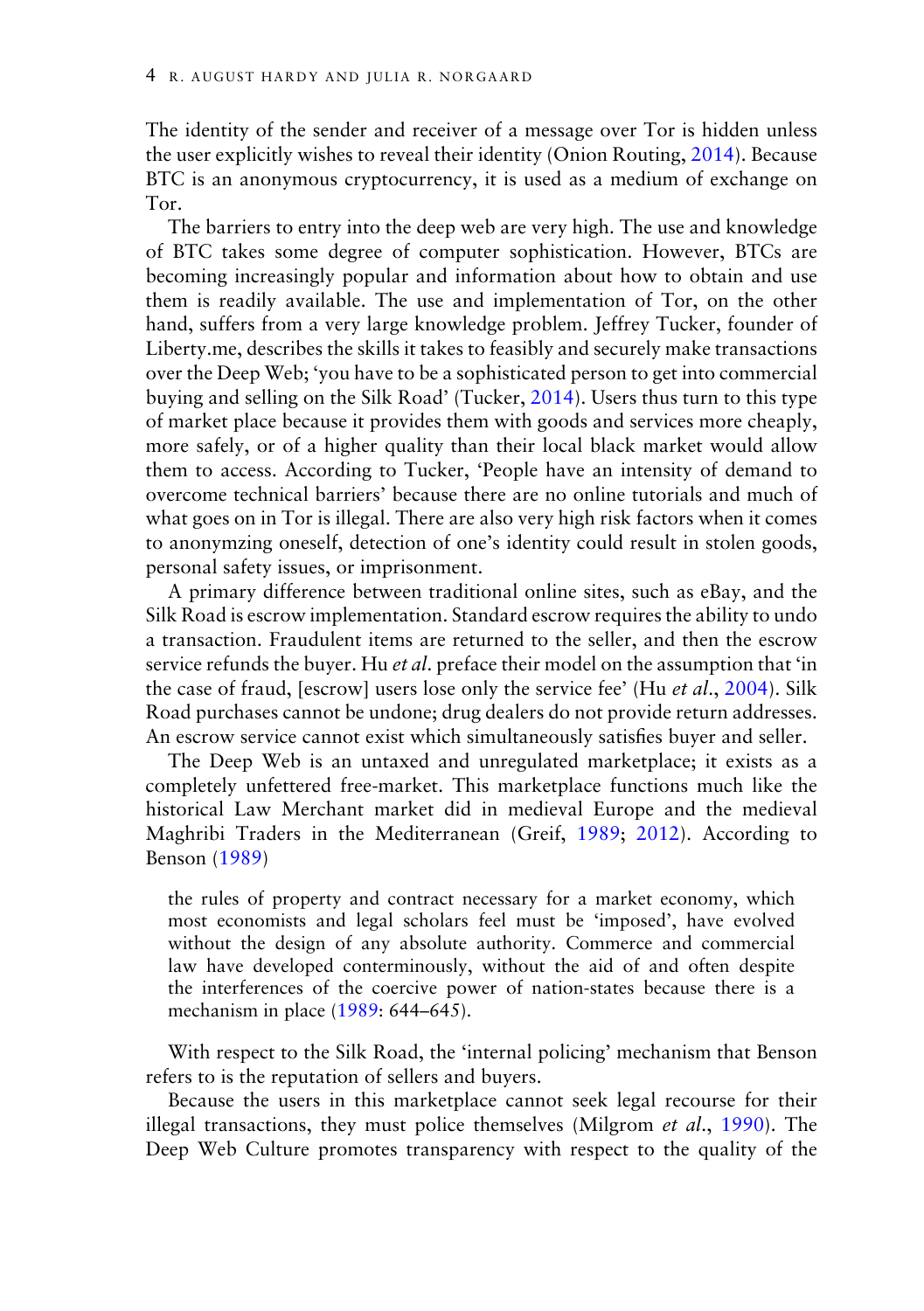The identity of the sender and receiver of a message over Tor is hidden unless the user explicitly wishes to reveal their identity (Onion Routing, 2014). Because BTC is an anonymous cryptocurrency, it is used as a medium of exchange on Tor.

The barriers to entry into the deep web are very high. The use and knowledge of BTC takes some degree of computer sophistication. However, BTCs are becoming increasingly popular and information about how to obtain and use them is readily available. The use and implementation of Tor, on the other hand, suffers from a very large knowledge problem. Jeffrey Tucker, founder of Liberty.me, describes the skills it takes to feasibly and securely make transactions over the Deep Web; 'you have to be a sophisticated person to get into commercial buying and selling on the Silk Road' (Tucker, 2014). Users thus turn to this type of market place because it provides them with goods and services more cheaply, more safely, or of a higher quality than their local black market would allow them to access. According to Tucker, 'People have an intensity of demand to overcome technical barriers' because there are no online tutorials and much of what goes on in Tor is illegal. There are also very high risk factors when it comes to anonymzing oneself, detection of one's identity could result in stolen goods, personal safety issues, or imprisonment.

A primary difference between traditional online sites, such as eBay, and the Silk Road is escrow implementation. Standard escrow requires the ability to undo a transaction. Fraudulent items are returned to the seller, and then the escrow service refunds the buyer. Hu *et al.* preface their model on the assumption that 'in the case of fraud, [escrow] users lose only the service fee' (Hu *et al.*, 2004). Silk Road purchases cannot be undone; drug dealers do not provide return addresses. An escrow service cannot exist which simultaneously satisfies buyer and seller.

The Deep Web is an untaxed and unregulated marketplace; it exists as a completely unfettered free-market. This marketplace functions much like the historical Law Merchant market did in medieval Europe and the medieval Maghribi Traders in the Mediterranean (Greif, 1989; 2012). According to Benson (1989)

> the rules of property and contract necessary for a market economy, which most economists and legal scholars feel must be 'imposed', have evolved without the design of any absolute authority. Commerce and commercial law have developed conterminously, without the aid of and often despite the interferences of the coercive power of nation-states because there is a mechanism in place (1989: 644–645).

With respect to the Silk Road, the 'internal policing' mechanism that Benson refers to is the reputation of sellers and buyers.

Because the users in this marketplace cannot seek legal recourse for their illegal transactions, they must police themselves (Milgrom *et al.*, 1990). The Deep Web Culture promotes transparency with respect to the quality of the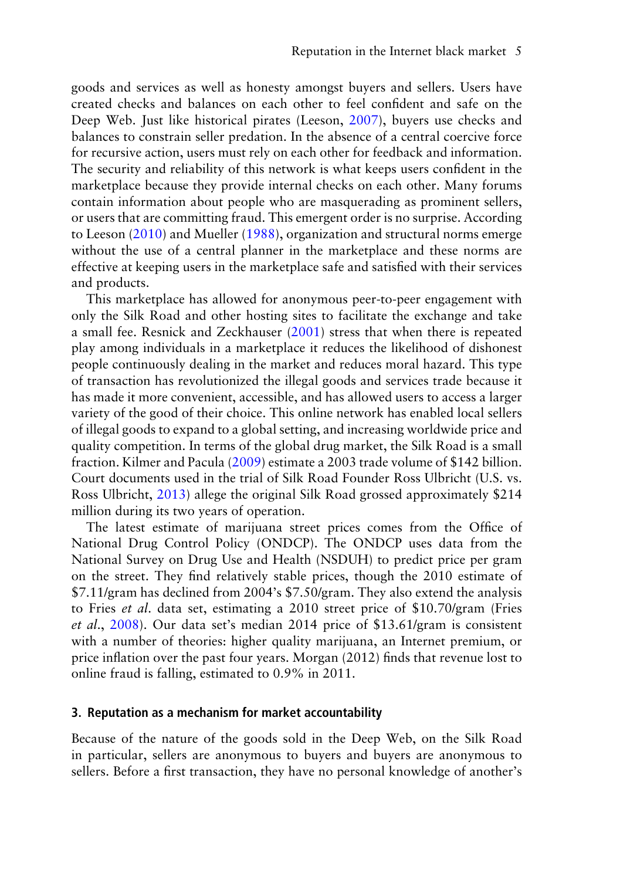goods and services as well as honesty amongst buyers and sellers. Users have created checks and balances on each other to feel confident and safe on the Deep Web. Just like historical pirates (Leeson, 2007), buyers use checks and balances to constrain seller predation. In the absence of a central coercive force for recursive action, users must rely on each other for feedback and information. The security and reliability of this network is what keeps users confident in the marketplace because they provide internal checks on each other. Many forums contain information about people who are masquerading as prominent sellers, or users that are committing fraud. This emergent order is no surprise. According to Leeson (2010) and Mueller (1988), organization and structural norms emerge without the use of a central planner in the marketplace and these norms are effective at keeping users in the marketplace safe and satisfied with their services and products.

This marketplace has allowed for anonymous peer-to-peer engagement with only the Silk Road and other hosting sites to facilitate the exchange and take a small fee. Resnick and Zeckhauser (2001) stress that when there is repeated play among individuals in a marketplace it reduces the likelihood of dishonest people continuously dealing in the market and reduces moral hazard. This type of transaction has revolutionized the illegal goods and services trade because it has made it more convenient, accessible, and has allowed users to access a larger variety of the good of their choice. This online network has enabled local sellers of illegal goods to expand to a global setting, and increasing worldwide price and quality competition. In terms of the global drug market, the Silk Road is a small fraction. Kilmer and Pacula (2009) estimate a 2003 trade volume of $142 billion. Court documents used in the trial of Silk Road Founder Ross Ulbricht (U.S. vs. Ross Ulbricht, 2013) allege the original Silk Road grossed approximately $214 million during its two years of operation.

The latest estimate of marijuana street prices comes from the Office of National Drug Control Policy (ONDCP). The ONDCP uses data from the National Survey on Drug Use and Health (NSDUH) to predict price per gram on the street. They find relatively stable prices, though the 2010 estimate of $7.11/gram has declined from 2004's $7.50/gram. They also extend the analysis to Fries *et al.* data set, estimating a 2010 street price of $10.70/gram (Fries *et al.*, 2008). Our data set's median 2014 price of $13.61/gram is consistent with a number of theories: higher quality marijuana, an Internet premium, or price inflation over the past four years. Morgan (2012) finds that revenue lost to online fraud is falling, estimated to 0.9% in 2011.

## 3. Reputation as a mechanism for market accountability

Because of the nature of the goods sold in the Deep Web, on the Silk Road in particular, sellers are anonymous to buyers and buyers are anonymous to sellers. Before a first transaction, they have no personal knowledge of another's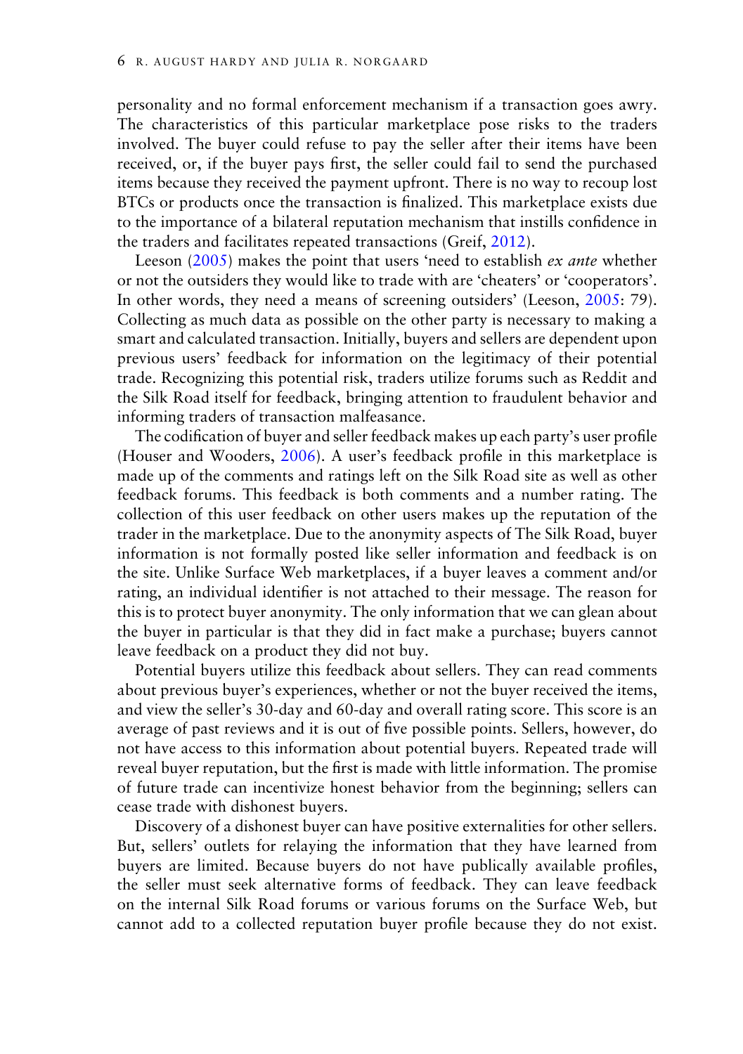personality and no formal enforcement mechanism if a transaction goes awry. The characteristics of this particular marketplace pose risks to the traders involved. The buyer could refuse to pay the seller after their items have been received, or, if the buyer pays first, the seller could fail to send the purchased items because they received the payment upfront. There is no way to recoup lost BTCs or products once the transaction is finalized. This marketplace exists due to the importance of a bilateral reputation mechanism that instills confidence in the traders and facilitates repeated transactions (Greif, 2012).

Leeson (2005) makes the point that users 'need to establish *ex ante* whether or not the outsiders they would like to trade with are 'cheaters' or 'cooperators'. In other words, they need a means of screening outsiders' (Leeson, 2005: 79). Collecting as much data as possible on the other party is necessary to making a smart and calculated transaction. Initially, buyers and sellers are dependent upon previous users' feedback for information on the legitimacy of their potential trade. Recognizing this potential risk, traders utilize forums such as Reddit and the Silk Road itself for feedback, bringing attention to fraudulent behavior and informing traders of transaction malfeasance.

The codification of buyer and seller feedback makes up each party's user profile (Houser and Wooders, 2006). A user's feedback profile in this marketplace is made up of the comments and ratings left on the Silk Road site as well as other feedback forums. This feedback is both comments and a number rating. The collection of this user feedback on other users makes up the reputation of the trader in the marketplace. Due to the anonymity aspects of The Silk Road, buyer information is not formally posted like seller information and feedback is on the site. Unlike Surface Web marketplaces, if a buyer leaves a comment and/or rating, an individual identifier is not attached to their message. The reason for this is to protect buyer anonymity. The only information that we can glean about the buyer in particular is that they did in fact make a purchase; buyers cannot leave feedback on a product they did not buy.

Potential buyers utilize this feedback about sellers. They can read comments about previous buyer's experiences, whether or not the buyer received the items, and view the seller's 30-day and 60-day and overall rating score. This score is an average of past reviews and it is out of five possible points. Sellers, however, do not have access to this information about potential buyers. Repeated trade will reveal buyer reputation, but the first is made with little information. The promise of future trade can incentivize honest behavior from the beginning; sellers can cease trade with dishonest buyers.

Discovery of a dishonest buyer can have positive externalities for other sellers. But, sellers' outlets for relaying the information that they have learned from buyers are limited. Because buyers do not have publically available profiles, the seller must seek alternative forms of feedback. They can leave feedback on the internal Silk Road forums or various forums on the Surface Web, but cannot add to a collected reputation buyer profile because they do not exist.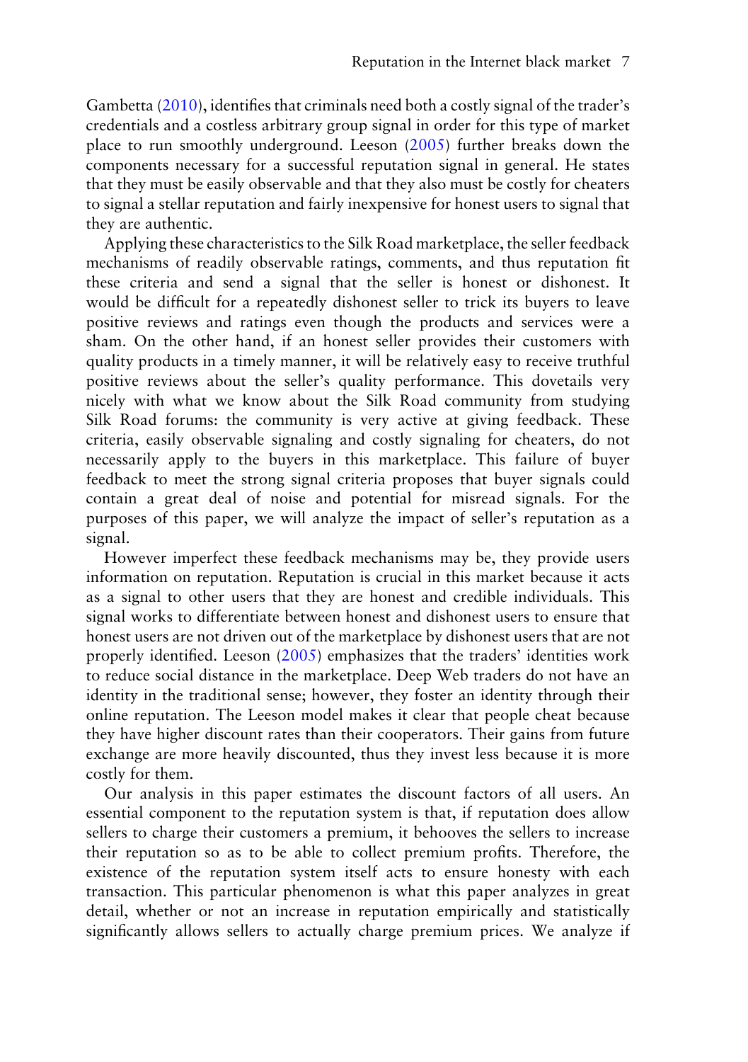Gambetta (2010), identifies that criminals need both a costly signal of the trader's credentials and a costless arbitrary group signal in order for this type of market place to run smoothly underground. Leeson (2005) further breaks down the components necessary for a successful reputation signal in general. He states that they must be easily observable and that they also must be costly for cheaters to signal a stellar reputation and fairly inexpensive for honest users to signal that they are authentic.

Applying these characteristics to the Silk Road marketplace, the seller feedback mechanisms of readily observable ratings, comments, and thus reputation fit these criteria and send a signal that the seller is honest or dishonest. It would be difficult for a repeatedly dishonest seller to trick its buyers to leave positive reviews and ratings even though the products and services were a sham. On the other hand, if an honest seller provides their customers with quality products in a timely manner, it will be relatively easy to receive truthful positive reviews about the seller's quality performance. This dovetails very nicely with what we know about the Silk Road community from studying Silk Road forums: the community is very active at giving feedback. These criteria, easily observable signaling and costly signaling for cheaters, do not necessarily apply to the buyers in this marketplace. This failure of buyer feedback to meet the strong signal criteria proposes that buyer signals could contain a great deal of noise and potential for misread signals. For the purposes of this paper, we will analyze the impact of seller's reputation as a signal.

However imperfect these feedback mechanisms may be, they provide users information on reputation. Reputation is crucial in this market because it acts as a signal to other users that they are honest and credible individuals. This signal works to differentiate between honest and dishonest users to ensure that honest users are not driven out of the marketplace by dishonest users that are not properly identified. Leeson (2005) emphasizes that the traders' identities work to reduce social distance in the marketplace. Deep Web traders do not have an identity in the traditional sense; however, they foster an identity through their online reputation. The Leeson model makes it clear that people cheat because they have higher discount rates than their cooperators. Their gains from future exchange are more heavily discounted, thus they invest less because it is more costly for them.

Our analysis in this paper estimates the discount factors of all users. An essential component to the reputation system is that, if reputation does allow sellers to charge their customers a premium, it behooves the sellers to increase their reputation so as to be able to collect premium profits. Therefore, the existence of the reputation system itself acts to ensure honesty with each transaction. This particular phenomenon is what this paper analyzes in great detail, whether or not an increase in reputation empirically and statistically significantly allows sellers to actually charge premium prices. We analyze if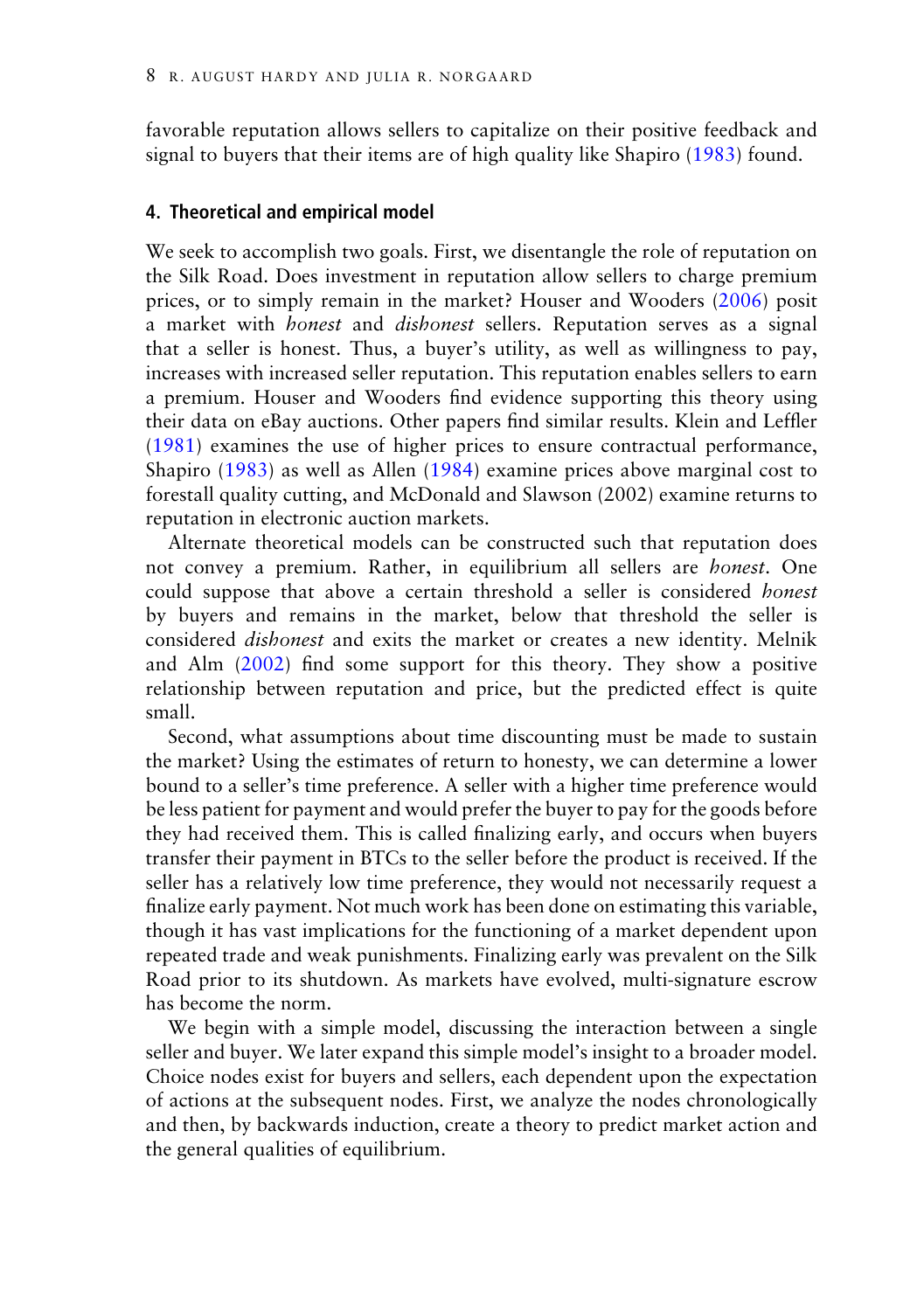favorable reputation allows sellers to capitalize on their positive feedback and signal to buyers that their items are of high quality like Shapiro (1983) found.

## 4. Theoretical and empirical model

We seek to accomplish two goals. First, we disentangle the role of reputation on the Silk Road. Does investment in reputation allow sellers to charge premium prices, or to simply remain in the market? Houser and Wooders (2006) posit a market with *honest* and *dishonest* sellers. Reputation serves as a signal that a seller is honest. Thus, a buyer's utility, as well as willingness to pay, increases with increased seller reputation. This reputation enables sellers to earn a premium. Houser and Wooders find evidence supporting this theory using their data on eBay auctions. Other papers find similar results. Klein and Leffler (1981) examines the use of higher prices to ensure contractual performance, Shapiro (1983) as well as Allen (1984) examine prices above marginal cost to forestall quality cutting, and McDonald and Slawson (2002) examine returns to reputation in electronic auction markets.

Alternate theoretical models can be constructed such that reputation does not convey a premium. Rather, in equilibrium all sellers are *honest*. One could suppose that above a certain threshold a seller is considered *honest* by buyers and remains in the market, below that threshold the seller is considered *dishonest* and exits the market or creates a new identity. Melnik and Alm (2002) find some support for this theory. They show a positive relationship between reputation and price, but the predicted effect is quite small.

Second, what assumptions about time discounting must be made to sustain the market? Using the estimates of return to honesty, we can determine a lower bound to a seller's time preference. A seller with a higher time preference would be less patient for payment and would prefer the buyer to pay for the goods before they had received them. This is called finalizing early, and occurs when buyers transfer their payment in BTCs to the seller before the product is received. If the seller has a relatively low time preference, they would not necessarily request a finalize early payment. Not much work has been done on estimating this variable, though it has vast implications for the functioning of a market dependent upon repeated trade and weak punishments. Finalizing early was prevalent on the Silk Road prior to its shutdown. As markets have evolved, multi-signature escrow has become the norm.

We begin with a simple model, discussing the interaction between a single seller and buyer. We later expand this simple model's insight to a broader model. Choice nodes exist for buyers and sellers, each dependent upon the expectation of actions at the subsequent nodes. First, we analyze the nodes chronologically and then, by backwards induction, create a theory to predict market action and the general qualities of equilibrium.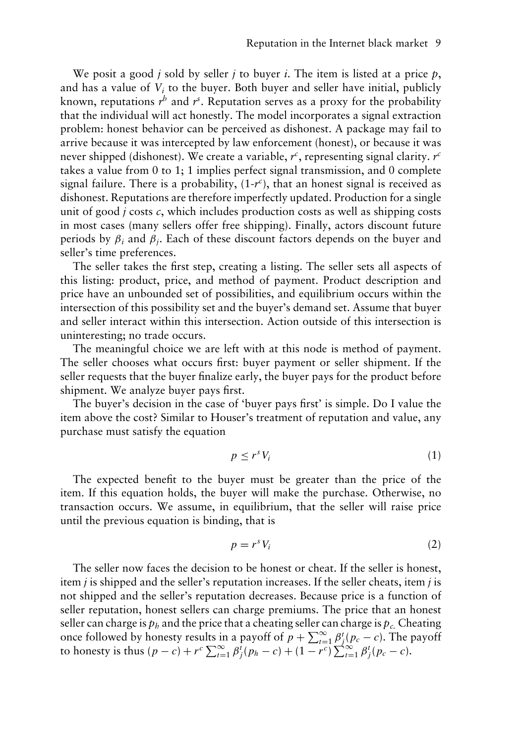We posit a good $j$ sold by seller $j$ to buyer $i$. The item is listed at a price $p$, and has a value of $V_i$ to the buyer. Both buyer and seller have initial, publicly known, reputations $r^b$ and $r^s$. Reputation serves as a proxy for the probability that the individual will act honestly. The model incorporates a signal extraction problem: honest behavior can be perceived as dishonest. A package may fail to arrive because it was intercepted by law enforcement (honest), or because it was never shipped (dishonest). We create a variable, $r^c$, representing signal clarity. $r^c$ takes a value from 0 to 1; 1 implies perfect signal transmission, and 0 complete signal failure. There is a probability, $(1\text{-}r^c)$, that an honest signal is received as dishonest. Reputations are therefore imperfectly updated. Production for a single unit of good $j$ costs $c$, which includes production costs as well as shipping costs in most cases (many sellers offer free shipping). Finally, actors discount future periods by $\beta_i$ and $\beta_j$. Each of these discount factors depends on the buyer and seller's time preferences.

The seller takes the first step, creating a listing. The seller sets all aspects of this listing: product, price, and method of payment. Product description and price have an unbounded set of possibilities, and equilibrium occurs within the intersection of this possibility set and the buyer's demand set. Assume that buyer and seller interact within this intersection. Action outside of this intersection is uninteresting; no trade occurs.

The meaningful choice we are left with at this node is method of payment. The seller chooses what occurs first: buyer payment or seller shipment. If the seller requests that the buyer finalize early, the buyer pays for the product before shipment. We analyze buyer pays first.

The buyer's decision in the case of 'buyer pays first' is simple. Do I value the item above the cost? Similar to Houser's treatment of reputation and value, any purchase must satisfy the equation

$$p \leq r^s V_i \tag{1}$$

The expected benefit to the buyer must be greater than the price of the item. If this equation holds, the buyer will make the purchase. Otherwise, no transaction occurs. We assume, in equilibrium, that the seller will raise price until the previous equation is binding, that is

$$p = r^s V_i \tag{2}$$

The seller now faces the decision to be honest or cheat. If the seller is honest, item $j$ is shipped and the seller's reputation increases. If the seller cheats, item $j$ is not shipped and the seller's reputation decreases. Because price is a function of seller reputation, honest sellers can charge premiums. The price that an honest seller can charge is $p_h$ and the price that a cheating seller can charge is $p_c$. Cheating once followed by honesty results in a payoff of $p + \sum_{t=1}^{\infty} \beta_j^t (p_c - c)$. The payoff to honesty is thus $(p - c) + r^c \sum_{t=1}^{\infty} \beta_j^t (p_h - c) + (1 - r^c) \sum_{t=1}^{\infty} \beta_j^t (p_c - c)$.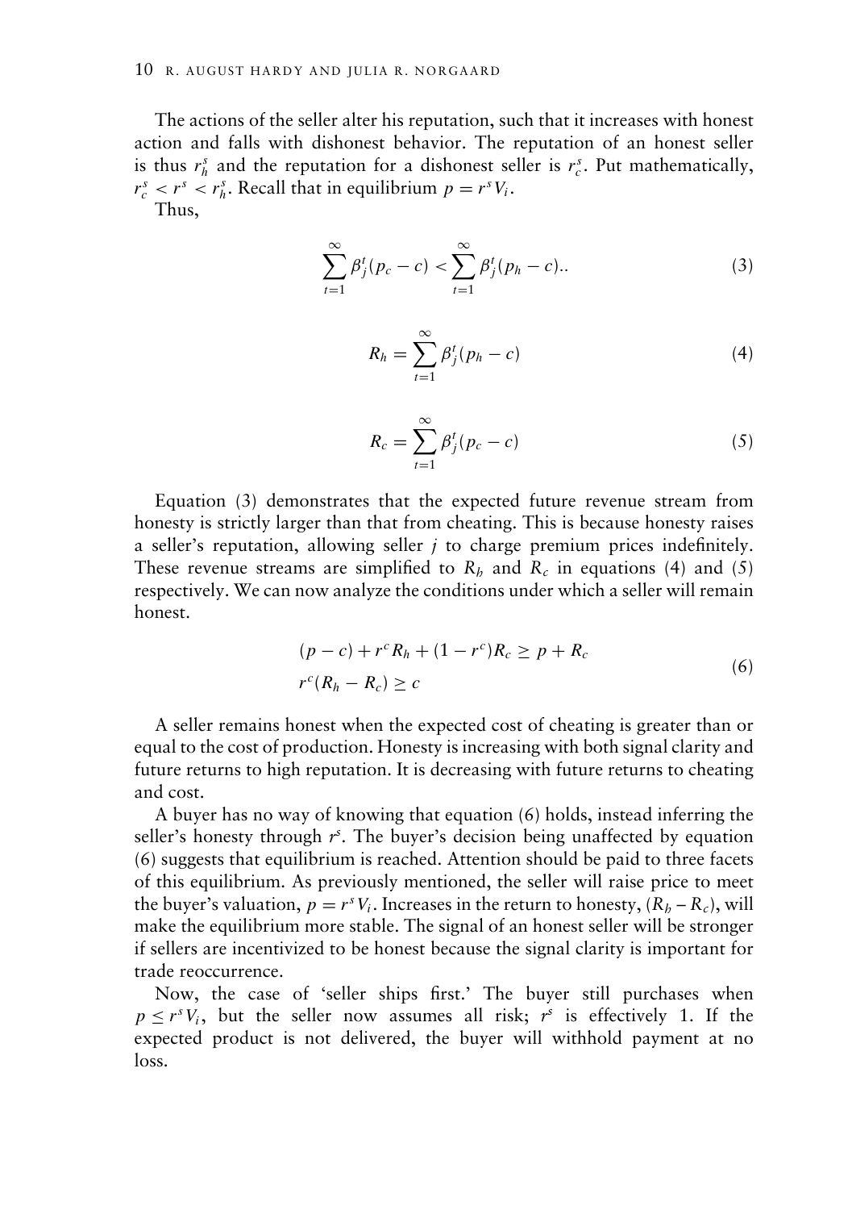The actions of the seller alter his reputation, such that it increases with honest action and falls with dishonest behavior. The reputation of an honest seller is thus $r_h^s$ and the reputation for a dishonest seller is $r_c^s$. Put mathematically, $r_c^s < r^s < r_h^s$. Recall that in equilibrium $p = r^s V_i$.

Thus,

$$\sum_{t=1}^{\infty} \beta_j^t (p_c - c) < \sum_{t=1}^{\infty} \beta_j^t (p_h - c).. \tag{3}$$

$$R_h = \sum_{t=1}^{\infty} \beta_j^t (p_h - c) \tag{4}$$

$$R_c = \sum_{t=1}^{\infty} \beta_j^t (p_c - c) \tag{5}$$

Equation (3) demonstrates that the expected future revenue stream from honesty is strictly larger than that from cheating. This is because honesty raises a seller's reputation, allowing seller $j$ to charge premium prices indefinitely. These revenue streams are simplified to $R_h$ and $R_c$ in equations (4) and (5) respectively. We can now analyze the conditions under which a seller will remain honest.

$$\begin{aligned} &(p - c) + r^c R_h + (1 - r^c) R_c \geq p + R_c \\ &r^c (R_h - R_c) \geq c \end{aligned} \tag{6}$$

A seller remains honest when the expected cost of cheating is greater than or equal to the cost of production. Honesty is increasing with both signal clarity and future returns to high reputation. It is decreasing with future returns to cheating and cost.

A buyer has no way of knowing that equation (6) holds, instead inferring the seller's honesty through $r^s$. The buyer's decision being unaffected by equation (6) suggests that equilibrium is reached. Attention should be paid to three facets of this equilibrium. As previously mentioned, the seller will raise price to meet the buyer's valuation, $p = r^s V_i$. Increases in the return to honesty, $(R_h - R_c)$, will make the equilibrium more stable. The signal of an honest seller will be stronger if sellers are incentivized to be honest because the signal clarity is important for trade reoccurrence.

Now, the case of 'seller ships first.' The buyer still purchases when $p \leq r^s V_i$, but the seller now assumes all risk; $r^s$ is effectively 1. If the expected product is not delivered, the buyer will withhold payment at no loss.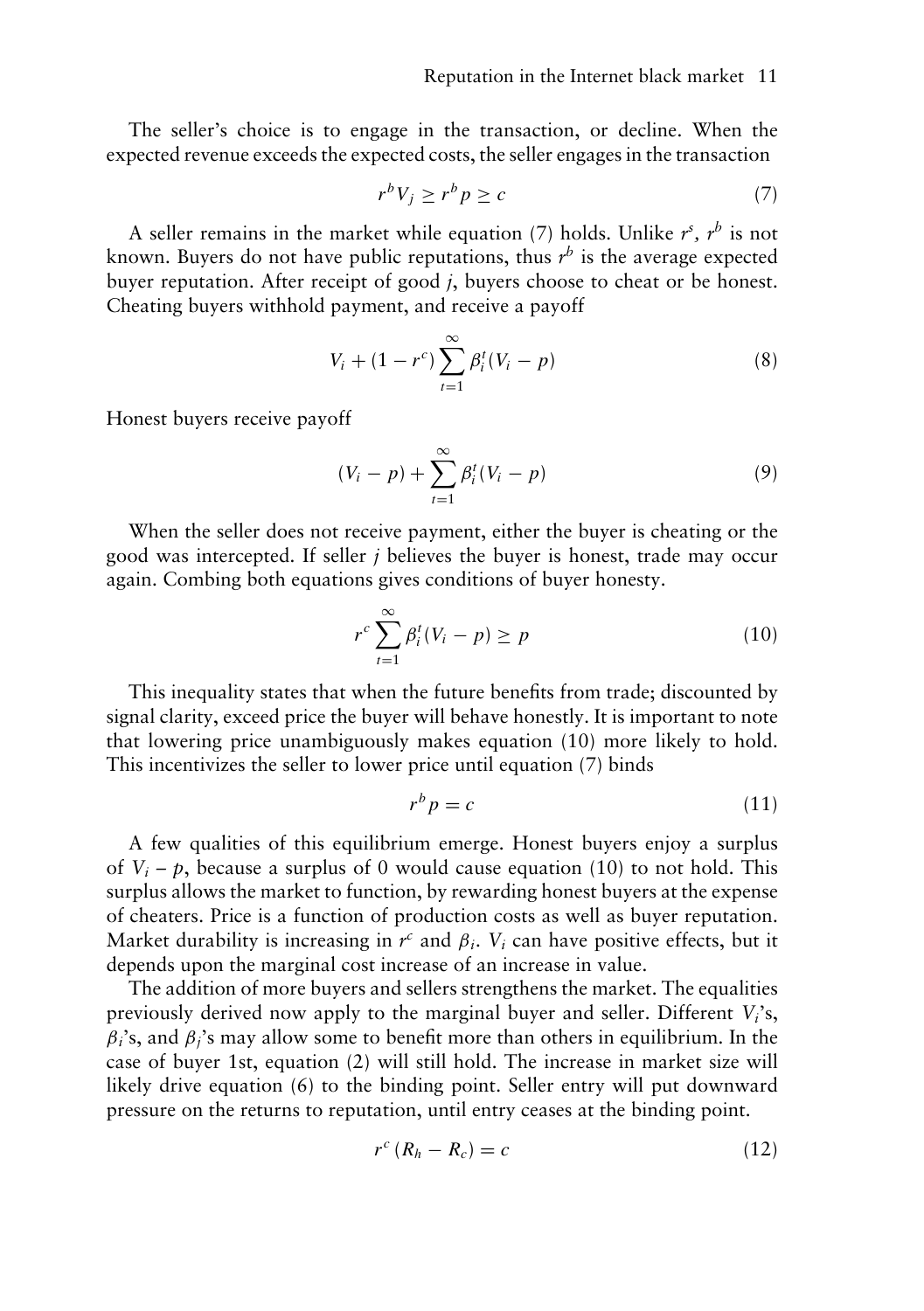The seller's choice is to engage in the transaction, or decline. When the expected revenue exceeds the expected costs, the seller engages in the transaction

$$r^b V_j \geq r^b p \geq c \tag{7}$$

A seller remains in the market while equation (7) holds. Unlike $r^s$, $r^b$ is not known. Buyers do not have public reputations, thus $r^b$ is the average expected buyer reputation. After receipt of good $j$, buyers choose to cheat or be honest. Cheating buyers withhold payment, and receive a payoff

$$V_i + (1 - r^c) \sum_{t=1}^{\infty} \beta_i^t (V_i - p) \tag{8}$$

Honest buyers receive payoff

$$(V_i - p) + \sum_{t=1}^{\infty} \beta_i^t (V_i - p) \tag{9}$$

When the seller does not receive payment, either the buyer is cheating or the good was intercepted. If seller $j$ believes the buyer is honest, trade may occur again. Combing both equations gives conditions of buyer honesty.

$$r^c \sum_{t=1}^{\infty} \beta_i^t (V_i - p) \geq p \tag{10}$$

This inequality states that when the future benefits from trade; discounted by signal clarity, exceed price the buyer will behave honestly. It is important to note that lowering price unambiguously makes equation (10) more likely to hold. This incentivizes the seller to lower price until equation (7) binds

$$r^b p = c \tag{11}$$

A few qualities of this equilibrium emerge. Honest buyers enjoy a surplus of $V_i - p$, because a surplus of 0 would cause equation (10) to not hold. This surplus allows the market to function, by rewarding honest buyers at the expense of cheaters. Price is a function of production costs as well as buyer reputation. Market durability is increasing in $r^c$ and $\beta_i$. $V_i$ can have positive effects, but it depends upon the marginal cost increase of an increase in value.

The addition of more buyers and sellers strengthens the market. The equalities previously derived now apply to the marginal buyer and seller. Different $V_i$'s, $\beta_i$'s, and $\beta_j$'s may allow some to benefit more than others in equilibrium. In the case of buyer 1st, equation (2) will still hold. The increase in market size will likely drive equation (6) to the binding point. Seller entry will put downward pressure on the returns to reputation, until entry ceases at the binding point.

$$r^c (R_h - R_c) = c \tag{12}$$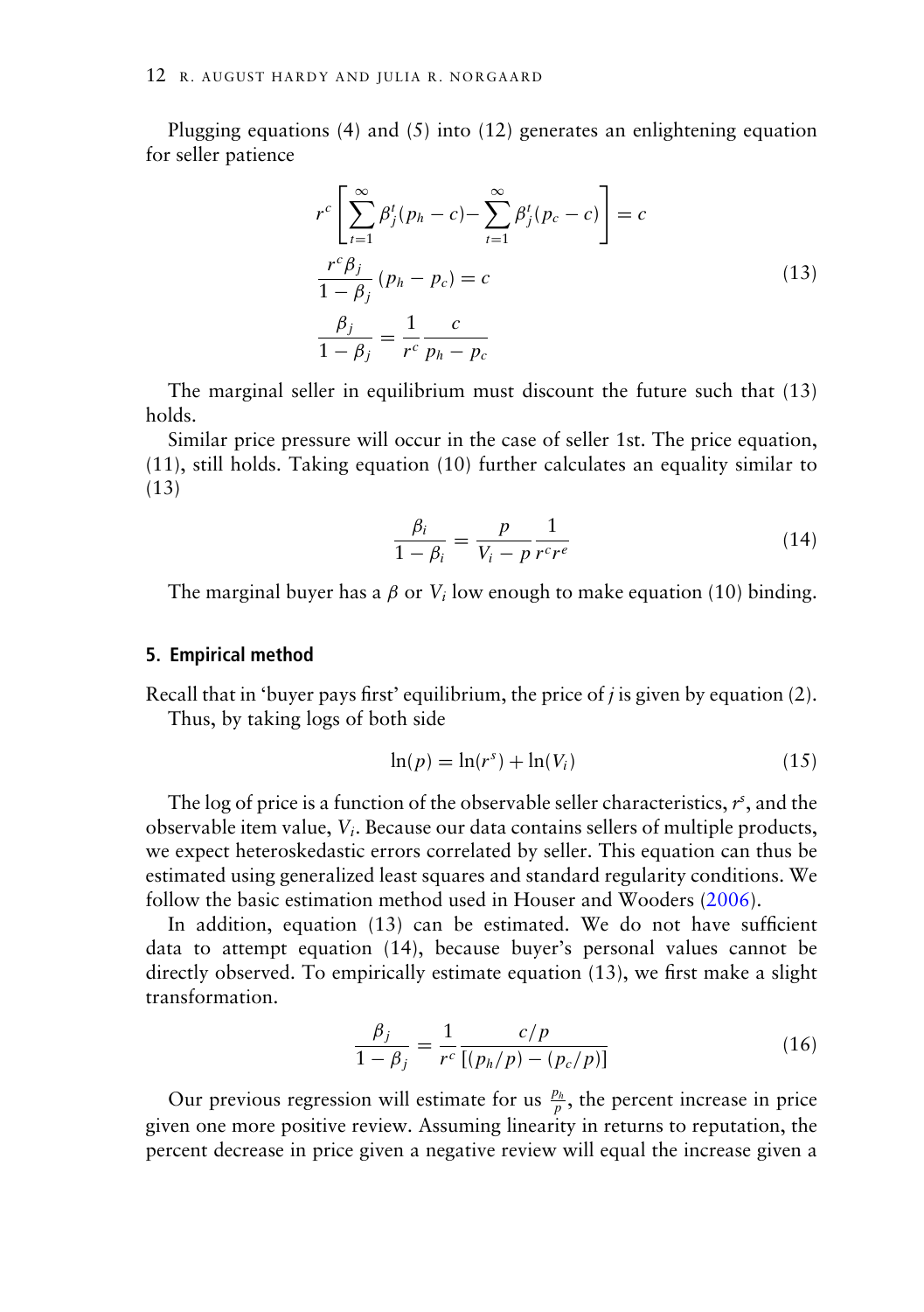Plugging equations (4) and (5) into (12) generates an enlightening equation for seller patience

$$
\begin{aligned}
r^c\left[\sum_{t=1}^{\infty}\beta_j^t(p_h - c) - \sum_{t=1}^{\infty}\beta_j^t(p_c - c)\right] &= c \\
\frac{r^c\beta_j}{1-\beta_j}(p_h - p_c) &= c \\
\frac{\beta_j}{1-\beta_j} &= \frac{1}{r^c}\frac{c}{p_h - p_c}
\end{aligned}
\tag{13}
$$

The marginal seller in equilibrium must discount the future such that (13) holds.

Similar price pressure will occur in the case of seller 1st. The price equation, (11), still holds. Taking equation (10) further calculates an equality similar to (13)

$$
\frac{\beta_i}{1-\beta_i} = \frac{p}{V_i - p}\frac{1}{r^c r^e} \tag{14}
$$

The marginal buyer has a $\beta$ or $V_i$ low enough to make equation (10) binding.

## 5. Empirical method

Recall that in 'buyer pays first' equilibrium, the price of *j* is given by equation (2). Thus, by taking logs of both side

$$
\ln(p) = \ln(r^s) + \ln(V_i) \tag{15}
$$

The log of price is a function of the observable seller characteristics, $r^s$, and the observable item value, $V_i$. Because our data contains sellers of multiple products, we expect heteroskedastic errors correlated by seller. This equation can thus be estimated using generalized least squares and standard regularity conditions. We follow the basic estimation method used in Houser and Wooders (2006).

In addition, equation (13) can be estimated. We do not have sufficient data to attempt equation (14), because buyer's personal values cannot be directly observed. To empirically estimate equation (13), we first make a slight transformation.

$$
\frac{\beta_j}{1-\beta_j} = \frac{1}{r^c}\frac{c/p}{[(p_h/p) - (p_c/p)]} \tag{16}
$$

Our previous regression will estimate for us $\frac{p_h}{p}$, the percent increase in price given one more positive review. Assuming linearity in returns to reputation, the percent decrease in price given a negative review will equal the increase given a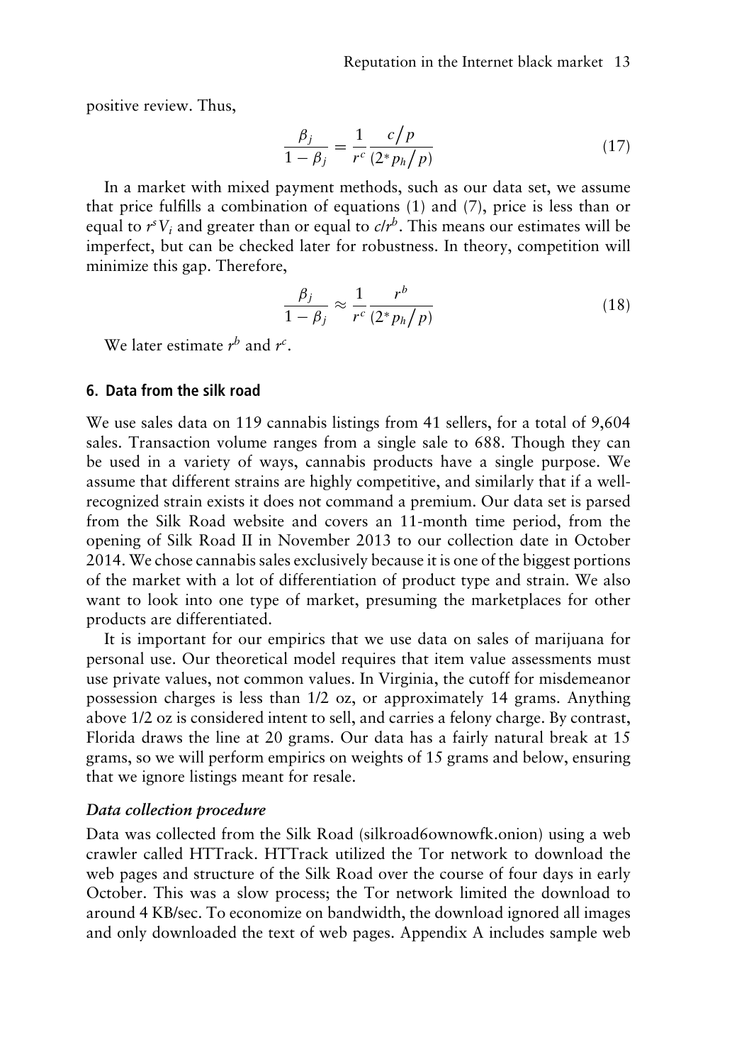positive review. Thus,

$$\frac{\beta_j}{1-\beta_j} = \frac{1}{r^c} \frac{c/p}{(2^* p_h/p)} \tag{17}$$

In a market with mixed payment methods, such as our data set, we assume that price fulfills a combination of equations (1) and (7), price is less than or equal to $r^s V_i$ and greater than or equal to $c/r^b$. This means our estimates will be imperfect, but can be checked later for robustness. In theory, competition will minimize this gap. Therefore,

$$\frac{\beta_j}{1-\beta_j} \approx \frac{1}{r^c} \frac{r^b}{(2^* p_h/p)} \tag{18}$$

We later estimate $r^b$ and $r^c$.

## 6. Data from the silk road

We use sales data on 119 cannabis listings from 41 sellers, for a total of 9,604 sales. Transaction volume ranges from a single sale to 688. Though they can be used in a variety of ways, cannabis products have a single purpose. We assume that different strains are highly competitive, and similarly that if a well-recognized strain exists it does not command a premium. Our data set is parsed from the Silk Road website and covers an 11-month time period, from the opening of Silk Road II in November 2013 to our collection date in October 2014. We chose cannabis sales exclusively because it is one of the biggest portions of the market with a lot of differentiation of product type and strain. We also want to look into one type of market, presuming the marketplaces for other products are differentiated.

It is important for our empirics that we use data on sales of marijuana for personal use. Our theoretical model requires that item value assessments must use private values, not common values. In Virginia, the cutoff for misdemeanor possession charges is less than 1/2 oz, or approximately 14 grams. Anything above 1/2 oz is considered intent to sell, and carries a felony charge. By contrast, Florida draws the line at 20 grams. Our data has a fairly natural break at 15 grams, so we will perform empirics on weights of 15 grams and below, ensuring that we ignore listings meant for resale.

### *Data collection procedure*

Data was collected from the Silk Road (silkroad6ownowfk.onion) using a web crawler called HTTrack. HTTrack utilized the Tor network to download the web pages and structure of the Silk Road over the course of four days in early October. This was a slow process; the Tor network limited the download to around 4 KB/sec. To economize on bandwidth, the download ignored all images and only downloaded the text of web pages. Appendix A includes sample web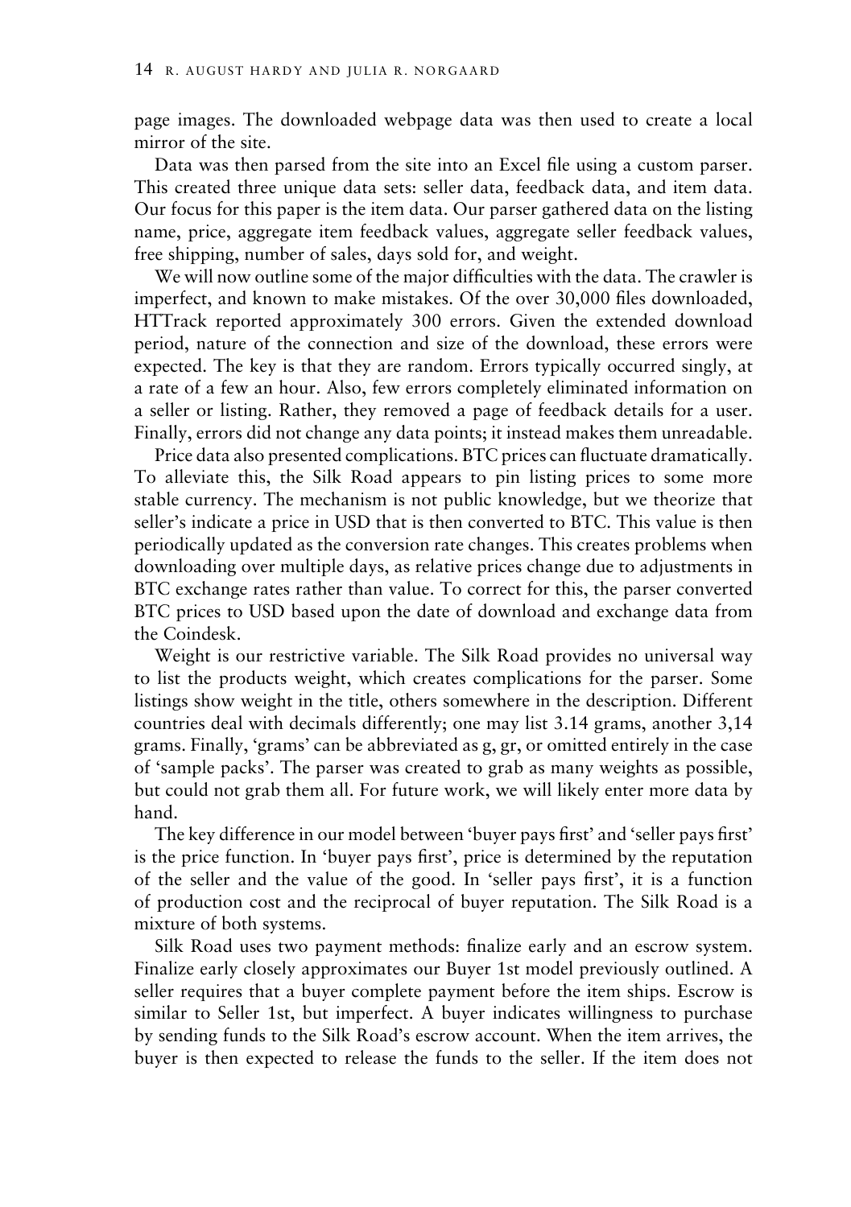page images. The downloaded webpage data was then used to create a local mirror of the site.

Data was then parsed from the site into an Excel file using a custom parser. This created three unique data sets: seller data, feedback data, and item data. Our focus for this paper is the item data. Our parser gathered data on the listing name, price, aggregate item feedback values, aggregate seller feedback values, free shipping, number of sales, days sold for, and weight.

We will now outline some of the major difficulties with the data. The crawler is imperfect, and known to make mistakes. Of the over 30,000 files downloaded, HTTrack reported approximately 300 errors. Given the extended download period, nature of the connection and size of the download, these errors were expected. The key is that they are random. Errors typically occurred singly, at a rate of a few an hour. Also, few errors completely eliminated information on a seller or listing. Rather, they removed a page of feedback details for a user. Finally, errors did not change any data points; it instead makes them unreadable.

Price data also presented complications. BTC prices can fluctuate dramatically. To alleviate this, the Silk Road appears to pin listing prices to some more stable currency. The mechanism is not public knowledge, but we theorize that seller's indicate a price in USD that is then converted to BTC. This value is then periodically updated as the conversion rate changes. This creates problems when downloading over multiple days, as relative prices change due to adjustments in BTC exchange rates rather than value. To correct for this, the parser converted BTC prices to USD based upon the date of download and exchange data from the Coindesk.

Weight is our restrictive variable. The Silk Road provides no universal way to list the products weight, which creates complications for the parser. Some listings show weight in the title, others somewhere in the description. Different countries deal with decimals differently; one may list 3.14 grams, another 3,14 grams. Finally, 'grams' can be abbreviated as g, gr, or omitted entirely in the case of 'sample packs'. The parser was created to grab as many weights as possible, but could not grab them all. For future work, we will likely enter more data by hand.

The key difference in our model between 'buyer pays first' and 'seller pays first' is the price function. In 'buyer pays first', price is determined by the reputation of the seller and the value of the good. In 'seller pays first', it is a function of production cost and the reciprocal of buyer reputation. The Silk Road is a mixture of both systems.

Silk Road uses two payment methods: finalize early and an escrow system. Finalize early closely approximates our Buyer 1st model previously outlined. A seller requires that a buyer complete payment before the item ships. Escrow is similar to Seller 1st, but imperfect. A buyer indicates willingness to purchase by sending funds to the Silk Road's escrow account. When the item arrives, the buyer is then expected to release the funds to the seller. If the item does not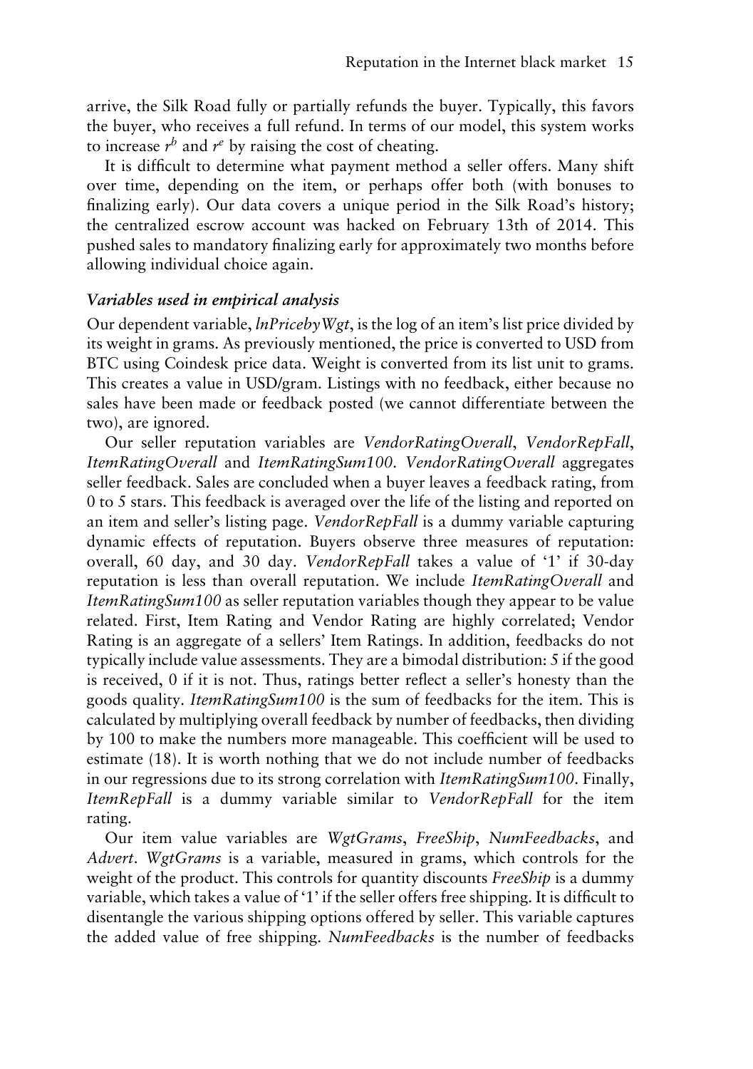arrive, the Silk Road fully or partially refunds the buyer. Typically, this favors the buyer, who receives a full refund. In terms of our model, this system works to increase $r^b$ and $r^e$ by raising the cost of cheating.

It is difficult to determine what payment method a seller offers. Many shift over time, depending on the item, or perhaps offer both (with bonuses to finalizing early). Our data covers a unique period in the Silk Road's history; the centralized escrow account was hacked on February 13th of 2014. This pushed sales to mandatory finalizing early for approximately two months before allowing individual choice again.

### *Variables used in empirical analysis*

Our dependent variable, *lnPricebyWgt*, is the log of an item's list price divided by its weight in grams. As previously mentioned, the price is converted to USD from BTC using Coindesk price data. Weight is converted from its list unit to grams. This creates a value in USD/gram. Listings with no feedback, either because no sales have been made or feedback posted (we cannot differentiate between the two), are ignored.

Our seller reputation variables are *VendorRatingOverall*, *VendorRepFall*, *ItemRatingOverall* and *ItemRatingSum100*. *VendorRatingOverall* aggregates seller feedback. Sales are concluded when a buyer leaves a feedback rating, from 0 to 5 stars. This feedback is averaged over the life of the listing and reported on an item and seller's listing page. *VendorRepFall* is a dummy variable capturing dynamic effects of reputation. Buyers observe three measures of reputation: overall, 60 day, and 30 day. *VendorRepFall* takes a value of '1' if 30-day reputation is less than overall reputation. We include *ItemRatingOverall* and *ItemRatingSum100* as seller reputation variables though they appear to be value related. First, Item Rating and Vendor Rating are highly correlated; Vendor Rating is an aggregate of a sellers' Item Ratings. In addition, feedbacks do not typically include value assessments. They are a bimodal distribution: 5 if the good is received, 0 if it is not. Thus, ratings better reflect a seller's honesty than the goods quality. *ItemRatingSum100* is the sum of feedbacks for the item. This is calculated by multiplying overall feedback by number of feedbacks, then dividing by 100 to make the numbers more manageable. This coefficient will be used to estimate (18). It is worth nothing that we do not include number of feedbacks in our regressions due to its strong correlation with *ItemRatingSum100*. Finally, *ItemRepFall* is a dummy variable similar to *VendorRepFall* for the item rating.

Our item value variables are *WgtGrams*, *FreeShip*, *NumFeedbacks*, and *Advert*. *WgtGrams* is a variable, measured in grams, which controls for the weight of the product. This controls for quantity discounts *FreeShip* is a dummy variable, which takes a value of '1' if the seller offers free shipping. It is difficult to disentangle the various shipping options offered by seller. This variable captures the added value of free shipping. *NumFeedbacks* is the number of feedbacks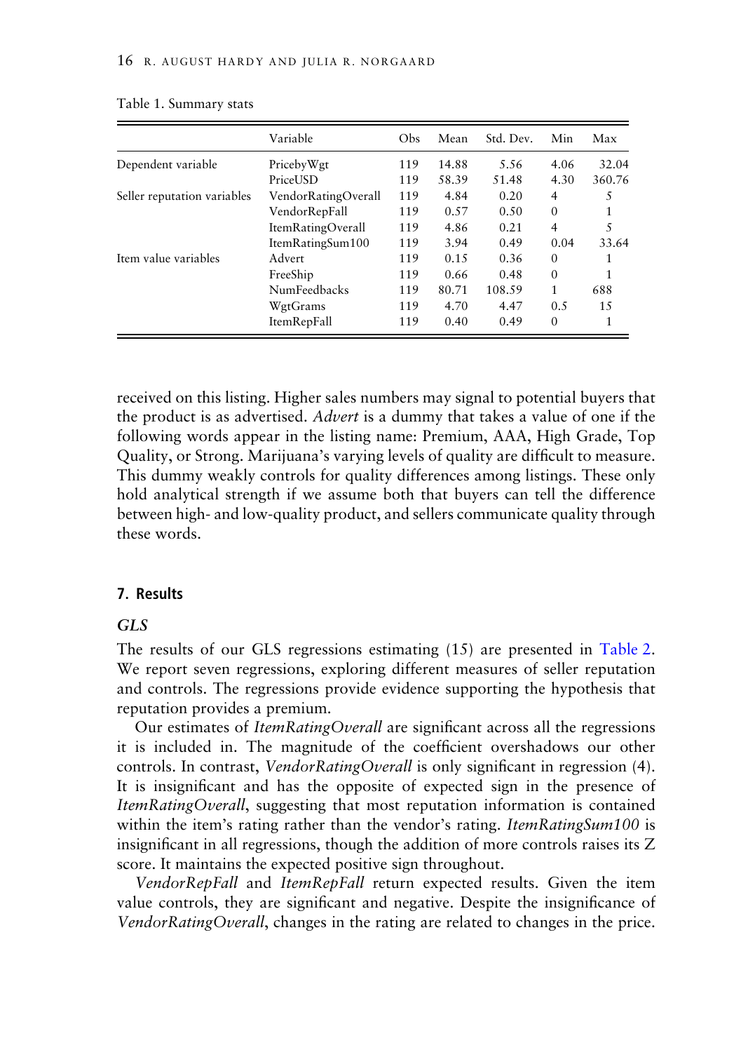Table 1. Summary stats

| | Variable | Obs | Mean | Std. Dev. | Min | Max |
|---|---|---|---|---|---|---|
| Dependent variable | PricebyWgt | 119 | 14.88 | 5.56 | 4.06 | 32.04 |
| | PriceUSD | 119 | 58.39 | 51.48 | 4.30 | 360.76 |
| Seller reputation variables | VendorRatingOverall | 119 | 4.84 | 0.20 | 4 | 5 |
| | VendorRepFall | 119 | 0.57 | 0.50 | 0 | 1 |
| | ItemRatingOverall | 119 | 4.86 | 0.21 | 4 | 5 |
| | ItemRatingSum100 | 119 | 3.94 | 0.49 | 0.04 | 33.64 |
| Item value variables | Advert | 119 | 0.15 | 0.36 | 0 | 1 |
| | FreeShip | 119 | 0.66 | 0.48 | 0 | 1 |
| | NumFeedbacks | 119 | 80.71 | 108.59 | 1 | 688 |
| | WgtGrams | 119 | 4.70 | 4.47 | 0.5 | 15 |
| | ItemRepFall | 119 | 0.40 | 0.49 | 0 | 1 |

received on this listing. Higher sales numbers may signal to potential buyers that the product is as advertised. *Advert* is a dummy that takes a value of one if the following words appear in the listing name: Premium, AAA, High Grade, Top Quality, or Strong. Marijuana's varying levels of quality are difficult to measure. This dummy weakly controls for quality differences among listings. These only hold analytical strength if we assume both that buyers can tell the difference between high- and low-quality product, and sellers communicate quality through these words.

## 7. Results

### *GLS*

The results of our GLS regressions estimating (15) are presented in Table 2. We report seven regressions, exploring different measures of seller reputation and controls. The regressions provide evidence supporting the hypothesis that reputation provides a premium.

Our estimates of *ItemRatingOverall* are significant across all the regressions it is included in. The magnitude of the coefficient overshadows our other controls. In contrast, *VendorRatingOverall* is only significant in regression (4). It is insignificant and has the opposite of expected sign in the presence of *ItemRatingOverall*, suggesting that most reputation information is contained within the item's rating rather than the vendor's rating. *ItemRatingSum100* is insignificant in all regressions, though the addition of more controls raises its Z score. It maintains the expected positive sign throughout.

*VendorRepFall* and *ItemRepFall* return expected results. Given the item value controls, they are significant and negative. Despite the insignificance of *VendorRatingOverall*, changes in the rating are related to changes in the price.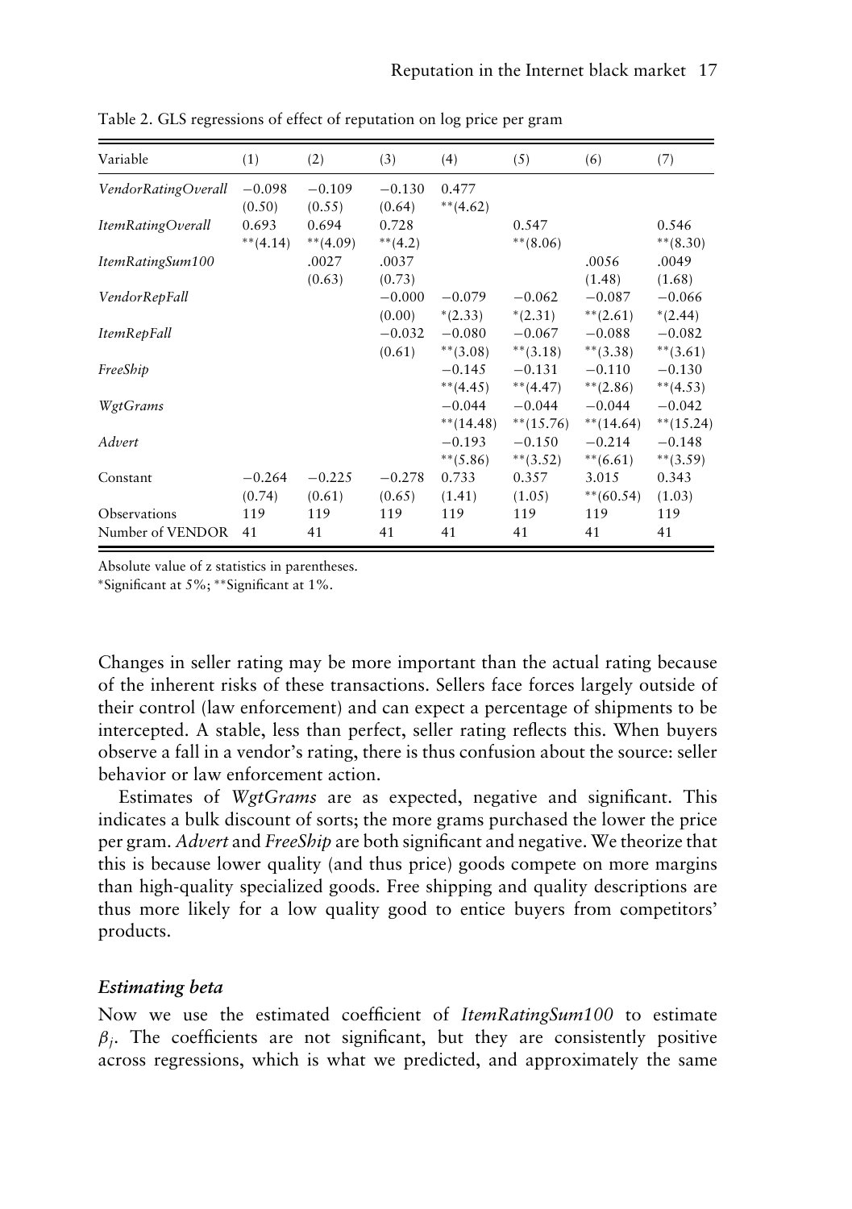Table 2. GLS regressions of effect of reputation on log price per gram

| Variable | (1) | (2) | (3) | (4) | (5) | (6) | (7) |
|---|---|---|---|---|---|---|---|
| *VendorRatingOverall* | −0.098 | −0.109 | −0.130 | 0.477 | | | |
| | (0.50) | (0.55) | (0.64) | \*\*(4.62) | | | |
| *ItemRatingOverall* | 0.693 | 0.694 | 0.728 | | 0.547 | | 0.546 |
| | \*\*(4.14) | \*\*(4.09) | \*\*(4.2) | | \*\*(8.06) | | \*\*(8.30) |
| *ItemRatingSum100* | | .0027 | .0037 | | | .0056 | .0049 |
| | | (0.63) | (0.73) | | | (1.48) | (1.68) |
| *VendorRepFall* | | | −0.000 | −0.079 | −0.062 | −0.087 | −0.066 |
| | | | (0.00) | \*(2.33) | \*(2.31) | \*\*(2.61) | \*(2.44) |
| *ItemRepFall* | | | −0.032 | −0.080 | −0.067 | −0.088 | −0.082 |
| | | | (0.61) | \*\*(3.08) | \*\*(3.18) | \*\*(3.38) | \*\*(3.61) |
| *FreeShip* | | | | −0.145 | −0.131 | −0.110 | −0.130 |
| | | | | \*\*(4.45) | \*\*(4.47) | \*\*(2.86) | \*\*(4.53) |
| *WgtGrams* | | | | −0.044 | −0.044 | −0.044 | −0.042 |
| | | | | \*\*(14.48) | \*\*(15.76) | \*\*(14.64) | \*\*(15.24) |
| *Advert* | | | | −0.193 | −0.150 | −0.214 | −0.148 |
| | | | | \*\*(5.86) | \*\*(3.52) | \*\*(6.61) | \*\*(3.59) |
| Constant | −0.264 | −0.225 | −0.278 | 0.733 | 0.357 | 3.015 | 0.343 |
| | (0.74) | (0.61) | (0.65) | (1.41) | (1.05) | \*\*(60.54) | (1.03) |
| Observations | 119 | 119 | 119 | 119 | 119 | 119 | 119 |
| Number of VENDOR | 41 | 41 | 41 | 41 | 41 | 41 | 41 |

Absolute value of z statistics in parentheses.

\*Significant at 5%; \*\*Significant at 1%.

Changes in seller rating may be more important than the actual rating because of the inherent risks of these transactions. Sellers face forces largely outside of their control (law enforcement) and can expect a percentage of shipments to be intercepted. A stable, less than perfect, seller rating reflects this. When buyers observe a fall in a vendor's rating, there is thus confusion about the source: seller behavior or law enforcement action.

Estimates of *WgtGrams* are as expected, negative and significant. This indicates a bulk discount of sorts; the more grams purchased the lower the price per gram. *Advert* and *FreeShip* are both significant and negative. We theorize that this is because lower quality (and thus price) goods compete on more margins than high-quality specialized goods. Free shipping and quality descriptions are thus more likely for a low quality good to entice buyers from competitors' products.

### *Estimating beta*

Now we use the estimated coefficient of *ItemRatingSum100* to estimate $\beta_j$. The coefficients are not significant, but they are consistently positive across regressions, which is what we predicted, and approximately the same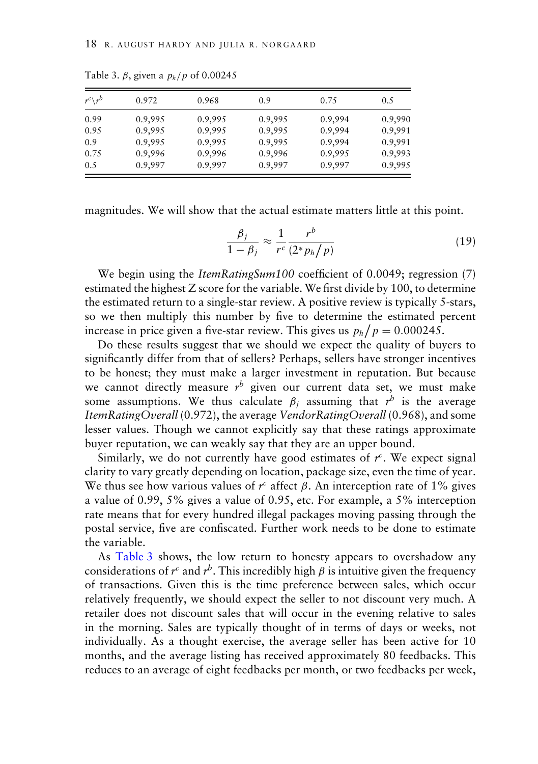Table 3. $\beta$, given a $p_h/p$ of 0.00245

| $r^c \backslash r^b$ | 0.972 | 0.968 | 0.9 | 0.75 | 0.5 |
|---|---|---|---|---|---|
| 0.99 | 0.9,995 | 0.9,995 | 0.9,995 | 0.9,994 | 0.9,990 |
| 0.95 | 0.9,995 | 0.9,995 | 0.9,995 | 0.9,994 | 0.9,991 |
| 0.9 | 0.9,995 | 0.9,995 | 0.9,995 | 0.9,994 | 0.9,991 |
| 0.75 | 0.9,996 | 0.9,996 | 0.9,996 | 0.9,995 | 0.9,993 |
| 0.5 | 0.9,997 | 0.9,997 | 0.9,997 | 0.9,997 | 0.9,995 |

magnitudes. We will show that the actual estimate matters little at this point.

$$\frac{\beta_j}{1-\beta_j} \approx \frac{1}{r^c} \frac{r^b}{(2^* p_h/p)} \tag{19}$$

We begin using the *ItemRatingSum100* coefficient of 0.0049; regression (7) estimated the highest Z score for the variable. We first divide by 100, to determine the estimated return to a single-star review. A positive review is typically 5-stars, so we then multiply this number by five to determine the estimated percent increase in price given a five-star review. This gives us $p_h/p = 0.000245$.

Do these results suggest that we should we expect the quality of buyers to significantly differ from that of sellers? Perhaps, sellers have stronger incentives to be honest; they must make a larger investment in reputation. But because we cannot directly measure $r^b$ given our current data set, we must make some assumptions. We thus calculate $\beta_j$ assuming that $r^b$ is the average *ItemRatingOverall* (0.972), the average *VendorRatingOverall* (0.968), and some lesser values. Though we cannot explicitly say that these ratings approximate buyer reputation, we can weakly say that they are an upper bound.

Similarly, we do not currently have good estimates of $r^c$. We expect signal clarity to vary greatly depending on location, package size, even the time of year. We thus see how various values of $r^c$ affect $\beta$. An interception rate of 1% gives a value of 0.99, 5% gives a value of 0.95, etc. For example, a 5% interception rate means that for every hundred illegal packages moving passing through the postal service, five are confiscated. Further work needs to be done to estimate the variable.

As Table 3 shows, the low return to honesty appears to overshadow any considerations of $r^c$ and $r^b$. This incredibly high $\beta$ is intuitive given the frequency of transactions. Given this is the time preference between sales, which occur relatively frequently, we should expect the seller to not discount very much. A retailer does not discount sales that will occur in the evening relative to sales in the morning. Sales are typically thought of in terms of days or weeks, not individually. As a thought exercise, the average seller has been active for 10 months, and the average listing has received approximately 80 feedbacks. This reduces to an average of eight feedbacks per month, or two feedbacks per week,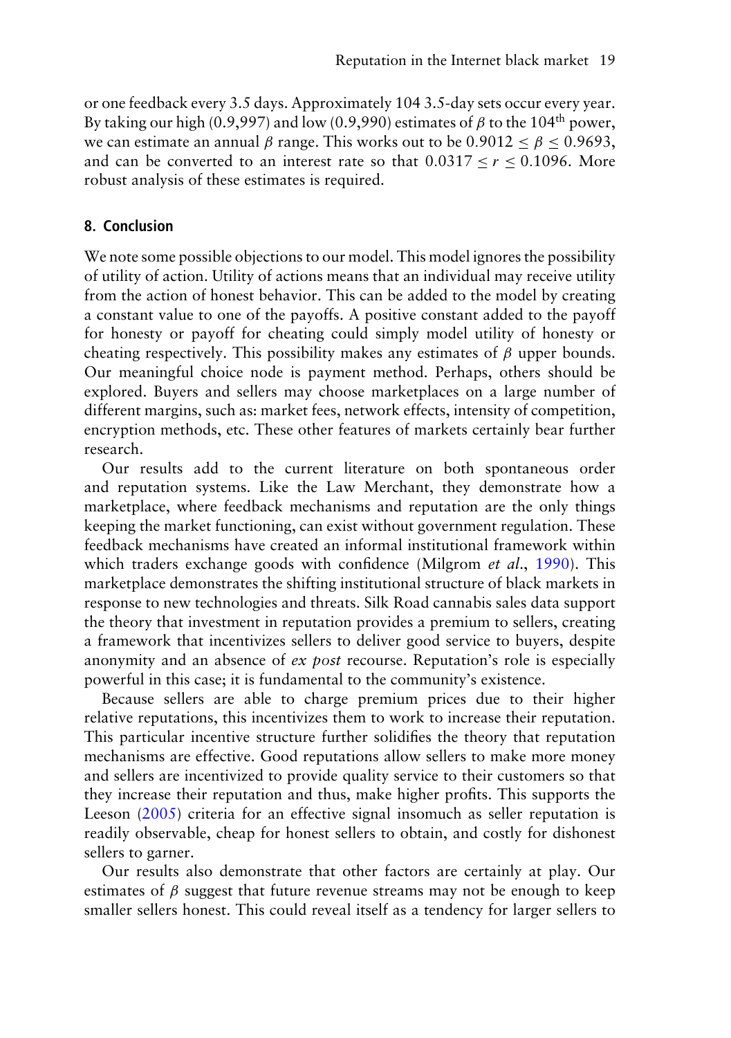or one feedback every 3.5 days. Approximately 104 3.5-day sets occur every year. By taking our high (0.9,997) and low (0.9,990) estimates of $\beta$ to the 104[th] power, we can estimate an annual $\beta$ range. This works out to be $0.9012 \leq \beta \leq 0.9693$, and can be converted to an interest rate so that $0.0317 \leq r \leq 0.1096$. More robust analysis of these estimates is required.

## 8. Conclusion

We note some possible objections to our model. This model ignores the possibility of utility of action. Utility of actions means that an individual may receive utility from the action of honest behavior. This can be added to the model by creating a constant value to one of the payoffs. A positive constant added to the payoff for honesty or payoff for cheating could simply model utility of honesty or cheating respectively. This possibility makes any estimates of $\beta$ upper bounds. Our meaningful choice node is payment method. Perhaps, others should be explored. Buyers and sellers may choose marketplaces on a large number of different margins, such as: market fees, network effects, intensity of competition, encryption methods, etc. These other features of markets certainly bear further research.

Our results add to the current literature on both spontaneous order and reputation systems. Like the Law Merchant, they demonstrate how a marketplace, where feedback mechanisms and reputation are the only things keeping the market functioning, can exist without government regulation. These feedback mechanisms have created an informal institutional framework within which traders exchange goods with confidence (Milgrom *et al.*, 1990). This marketplace demonstrates the shifting institutional structure of black markets in response to new technologies and threats. Silk Road cannabis sales data support the theory that investment in reputation provides a premium to sellers, creating a framework that incentivizes sellers to deliver good service to buyers, despite anonymity and an absence of *ex post* recourse. Reputation's role is especially powerful in this case; it is fundamental to the community's existence.

Because sellers are able to charge premium prices due to their higher relative reputations, this incentivizes them to work to increase their reputation. This particular incentive structure further solidifies the theory that reputation mechanisms are effective. Good reputations allow sellers to make more money and sellers are incentivized to provide quality service to their customers so that they increase their reputation and thus, make higher profits. This supports the Leeson (2005) criteria for an effective signal insomuch as seller reputation is readily observable, cheap for honest sellers to obtain, and costly for dishonest sellers to garner.

Our results also demonstrate that other factors are certainly at play. Our estimates of $\beta$ suggest that future revenue streams may not be enough to keep smaller sellers honest. This could reveal itself as a tendency for larger sellers to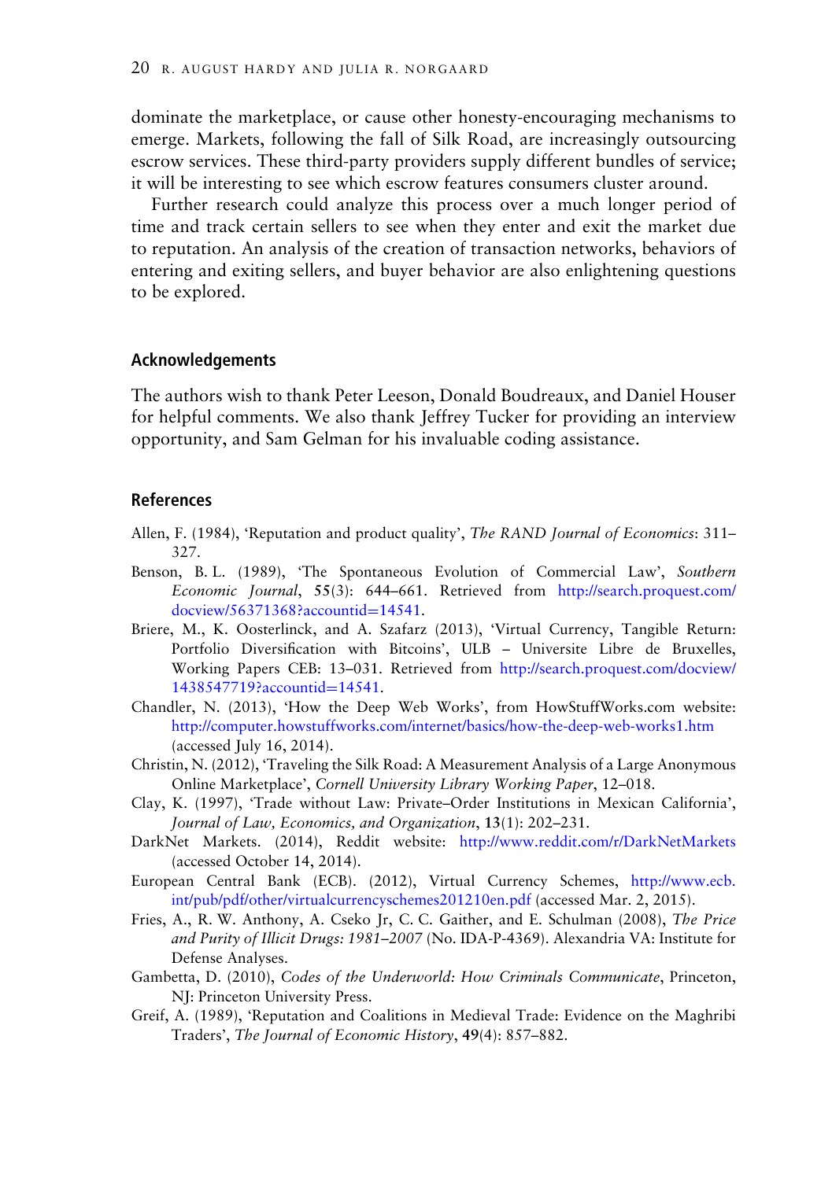dominate the marketplace, or cause other honesty-encouraging mechanisms to emerge. Markets, following the fall of Silk Road, are increasingly outsourcing escrow services. These third-party providers supply different bundles of service; it will be interesting to see which escrow features consumers cluster around.

Further research could analyze this process over a much longer period of time and track certain sellers to see when they enter and exit the market due to reputation. An analysis of the creation of transaction networks, behaviors of entering and exiting sellers, and buyer behavior are also enlightening questions to be explored.

## Acknowledgements

The authors wish to thank Peter Leeson, Donald Boudreaux, and Daniel Houser for helpful comments. We also thank Jeffrey Tucker for providing an interview opportunity, and Sam Gelman for his invaluable coding assistance.

## References

Allen, F. (1984), 'Reputation and product quality', *The RAND Journal of Economics*: 311–327.

Benson, B. L. (1989), 'The Spontaneous Evolution of Commercial Law', *Southern Economic Journal*, **55**(3): 644–661. Retrieved from http://search.proquest.com/docview/56371368?accountid=14541.

Briere, M., K. Oosterlinck, and A. Szafarz (2013), 'Virtual Currency, Tangible Return: Portfolio Diversification with Bitcoins', ULB – Universite Libre de Bruxelles, Working Papers CEB: 13–031. Retrieved from http://search.proquest.com/docview/1438547719?accountid=14541.

Chandler, N. (2013), 'How the Deep Web Works', from HowStuffWorks.com website: http://computer.howstuffworks.com/internet/basics/how-the-deep-web-works1.htm (accessed July 16, 2014).

Christin, N. (2012), 'Traveling the Silk Road: A Measurement Analysis of a Large Anonymous Online Marketplace', *Cornell University Library Working Paper*, 12–018.

Clay, K. (1997), 'Trade without Law: Private–Order Institutions in Mexican California', *Journal of Law, Economics, and Organization*, **13**(1): 202–231.

DarkNet Markets. (2014), Reddit website: http://www.reddit.com/r/DarkNetMarkets (accessed October 14, 2014).

European Central Bank (ECB). (2012), Virtual Currency Schemes, http://www.ecb.int/pub/pdf/other/virtualcurrencyschemes201210en.pdf (accessed Mar. 2, 2015).

Fries, A., R. W. Anthony, A. Cseko Jr, C. C. Gaither, and E. Schulman (2008), *The Price and Purity of Illicit Drugs: 1981–2007* (No. IDA-P-4369). Alexandria VA: Institute for Defense Analyses.

Gambetta, D. (2010), *Codes of the Underworld: How Criminals Communicate*, Princeton, NJ: Princeton University Press.

Greif, A. (1989), 'Reputation and Coalitions in Medieval Trade: Evidence on the Maghribi Traders', *The Journal of Economic History*, **49**(4): 857–882.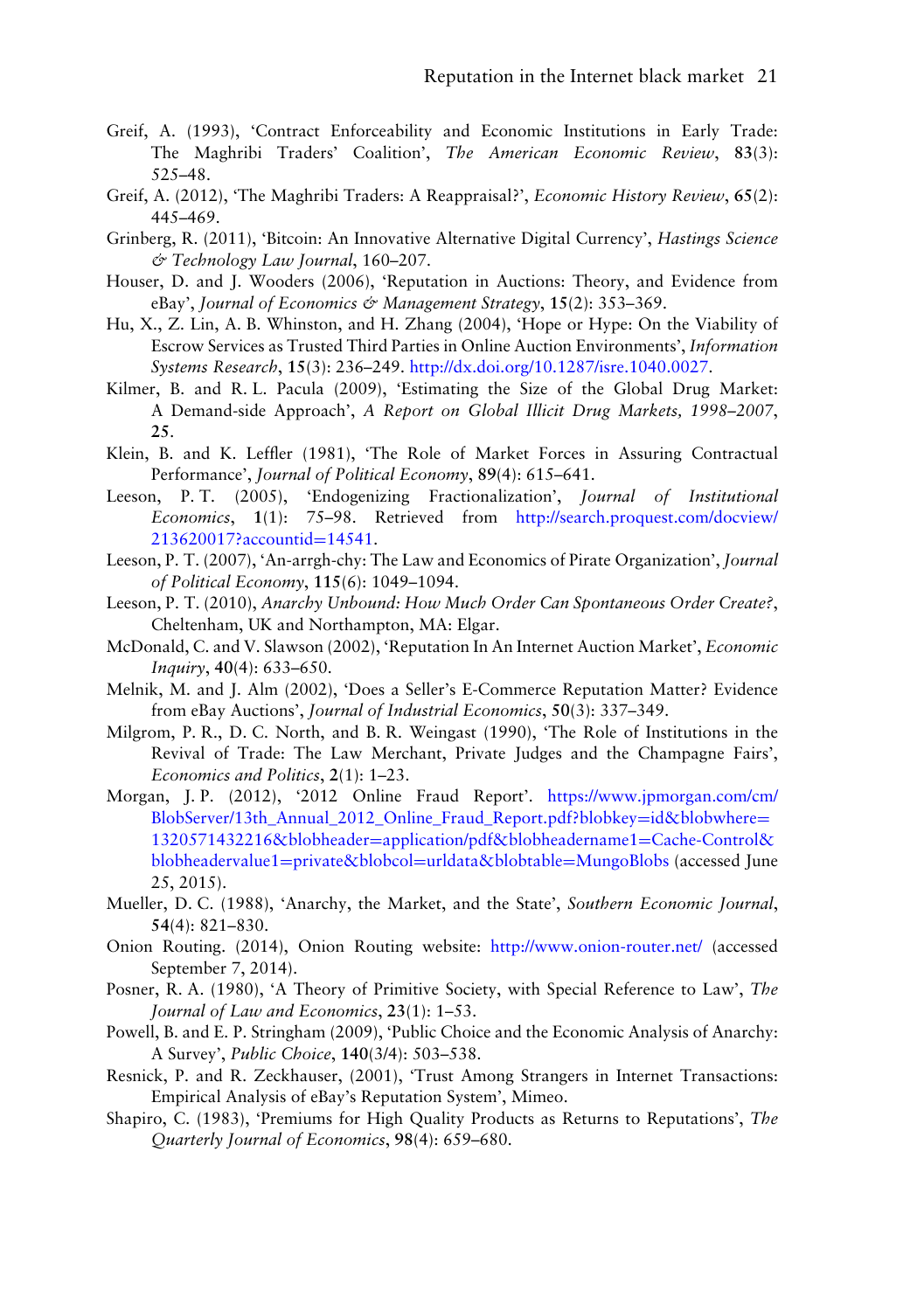Greif, A. (1993), 'Contract Enforceability and Economic Institutions in Early Trade: The Maghribi Traders' Coalition', *The American Economic Review*, **83**(3): 525–48.

Greif, A. (2012), 'The Maghribi Traders: A Reappraisal?', *Economic History Review*, **65**(2): 445–469.

Grinberg, R. (2011), 'Bitcoin: An Innovative Alternative Digital Currency', *Hastings Science & Technology Law Journal*, 160–207.

Houser, D. and J. Wooders (2006), 'Reputation in Auctions: Theory, and Evidence from eBay', *Journal of Economics & Management Strategy*, **15**(2): 353–369.

Hu, X., Z. Lin, A. B. Whinston, and H. Zhang (2004), 'Hope or Hype: On the Viability of Escrow Services as Trusted Third Parties in Online Auction Environments', *Information Systems Research*, **15**(3): 236–249. http://dx.doi.org/10.1287/isre.1040.0027.

Kilmer, B. and R. L. Pacula (2009), 'Estimating the Size of the Global Drug Market: A Demand-side Approach', *A Report on Global Illicit Drug Markets, 1998–2007*, **25**.

Klein, B. and K. Leffler (1981), 'The Role of Market Forces in Assuring Contractual Performance', *Journal of Political Economy*, **89**(4): 615–641.

Leeson, P. T. (2005), 'Endogenizing Fractionalization', *Journal of Institutional Economics*, **1**(1): 75–98. Retrieved from http://search.proquest.com/docview/213620017?accountid=14541.

Leeson, P. T. (2007), 'An-arrgh-chy: The Law and Economics of Pirate Organization', *Journal of Political Economy*, **115**(6): 1049–1094.

Leeson, P. T. (2010), *Anarchy Unbound: How Much Order Can Spontaneous Order Create?*, Cheltenham, UK and Northampton, MA: Elgar.

McDonald, C. and V. Slawson (2002), 'Reputation In An Internet Auction Market', *Economic Inquiry*, **40**(4): 633–650.

Melnik, M. and J. Alm (2002), 'Does a Seller's E-Commerce Reputation Matter? Evidence from eBay Auctions', *Journal of Industrial Economics*, **50**(3): 337–349.

Milgrom, P. R., D. C. North, and B. R. Weingast (1990), 'The Role of Institutions in the Revival of Trade: The Law Merchant, Private Judges and the Champagne Fairs', *Economics and Politics*, **2**(1): 1–23.

Morgan, J. P. (2012), '2012 Online Fraud Report'. https://www.jpmorgan.com/cm/BlobServer/13th_Annual_2012_Online_Fraud_Report.pdf?blobkey=id&blobwhere=1320571432216&blobheader=application/pdf&blobheadername1=Cache-Control&blobheadervalue1=private&blobcol=urldata&blobtable=MungoBlobs (accessed June 25, 2015).

Mueller, D. C. (1988), 'Anarchy, the Market, and the State', *Southern Economic Journal*, **54**(4): 821–830.

Onion Routing. (2014), Onion Routing website: http://www.onion-router.net/ (accessed September 7, 2014).

Posner, R. A. (1980), 'A Theory of Primitive Society, with Special Reference to Law', *The Journal of Law and Economics*, **23**(1): 1–53.

Powell, B. and E. P. Stringham (2009), 'Public Choice and the Economic Analysis of Anarchy: A Survey', *Public Choice*, **140**(3/4): 503–538.

Resnick, P. and R. Zeckhauser, (2001), 'Trust Among Strangers in Internet Transactions: Empirical Analysis of eBay's Reputation System', Mimeo.

Shapiro, C. (1983), 'Premiums for High Quality Products as Returns to Reputations', *The Quarterly Journal of Economics*, **98**(4): 659–680.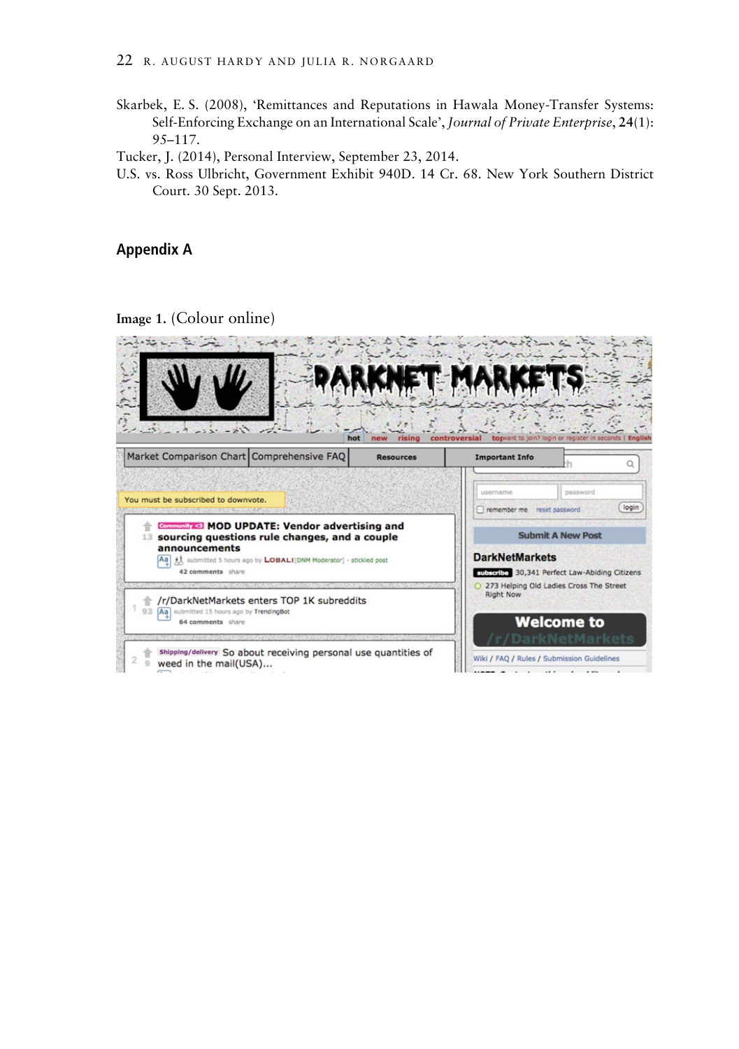Skarbek, E. S. (2008), 'Remittances and Reputations in Hawala Money-Transfer Systems: Self-Enforcing Exchange on an International Scale', *Journal of Private Enterprise*, **24**(1): 95–117.

Tucker, J. (2014), Personal Interview, September 23, 2014.

U.S. vs. Ross Ulbricht, Government Exhibit 940D. 14 Cr. 68. New York Southern District Court. 30 Sept. 2013.

## Appendix A

**Image 1.** (Colour online)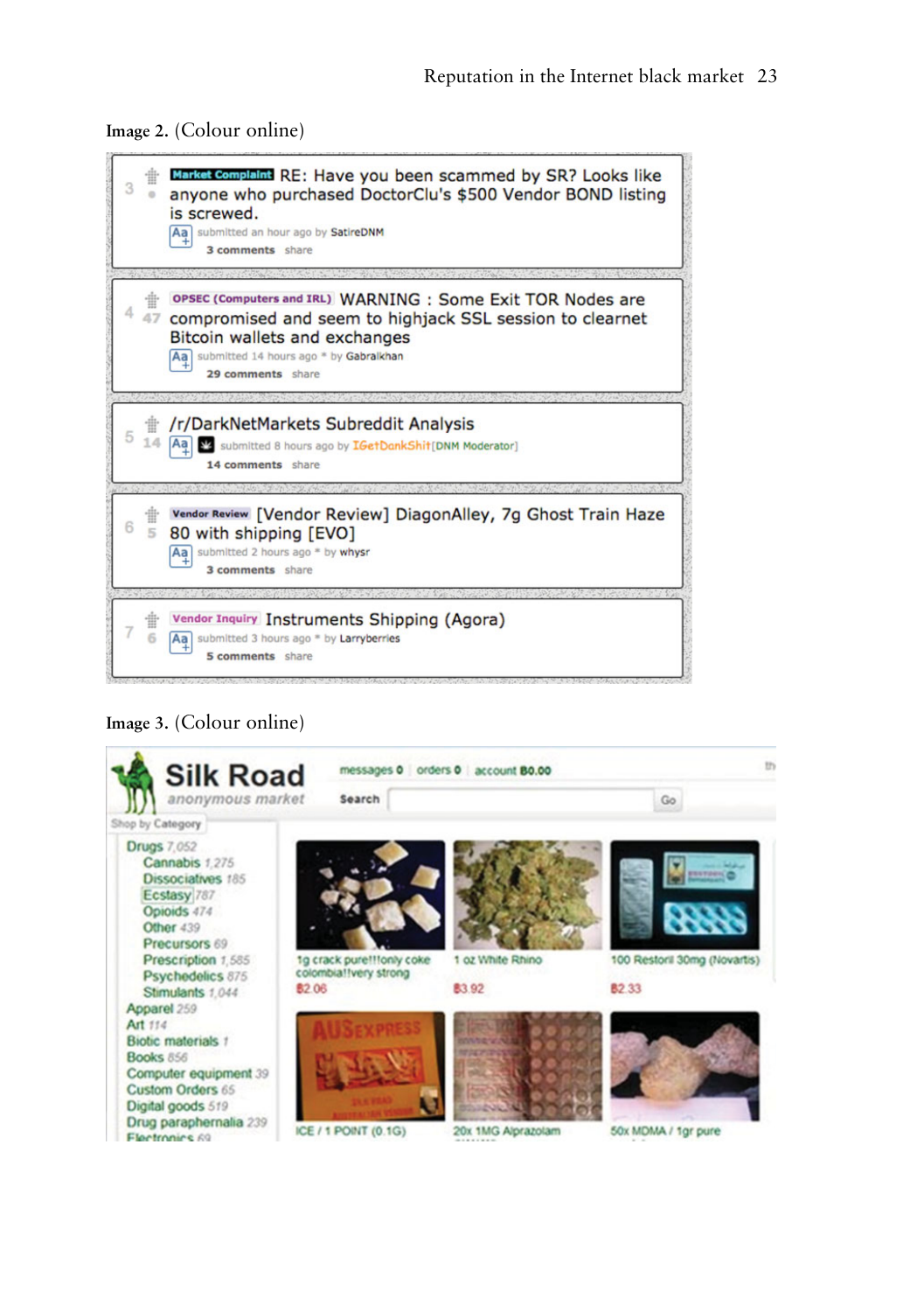**Image 2.** (Colour online)

**Image 3.** (Colour online)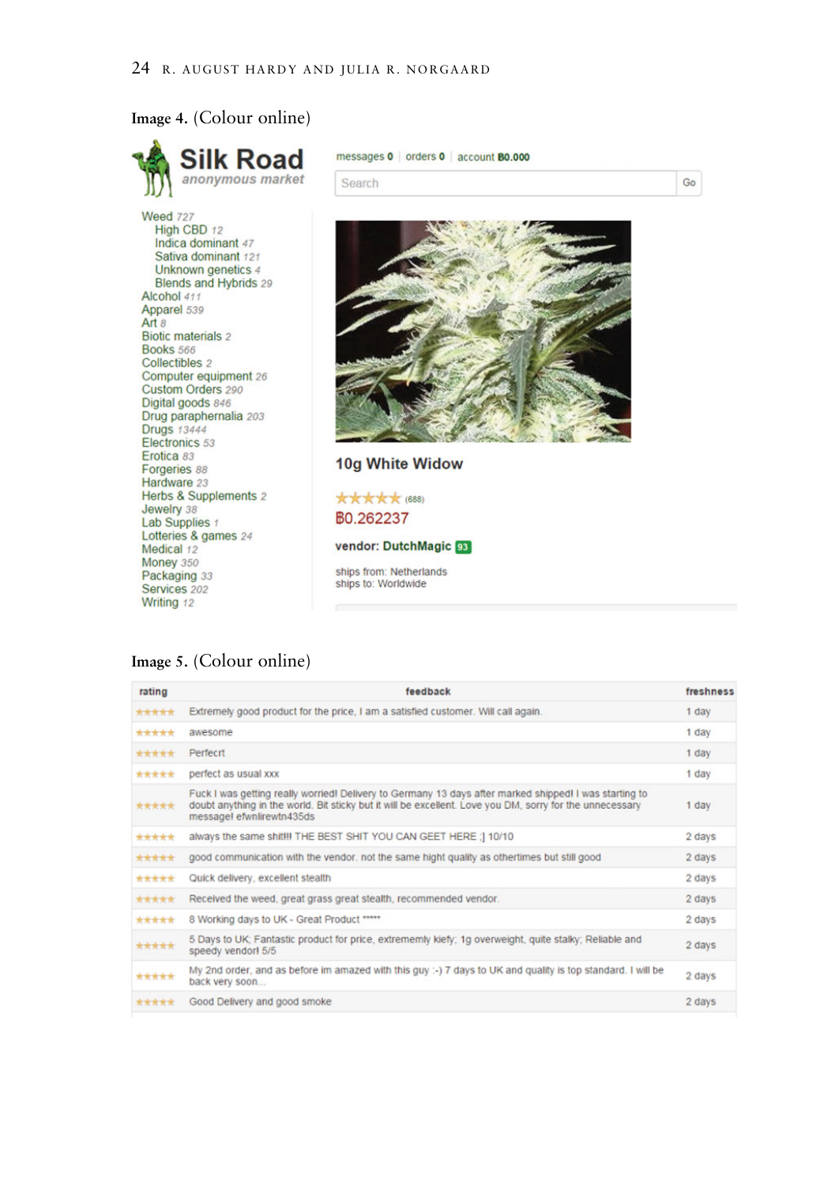**Image 4.** (Colour online)

Silk Road
*anonymous market*

messages 0 | orders 0 | account Ƀ0.000

Search | Go

- Weed 727
  - High CBD 12
  - Indica dominant 47
  - Sativa dominant 121
  - Unknown genetics 4
  - Blends and Hybrids 29
- Alcohol 411
- Apparel 539
- Art 8
- Biotic materials 2
- Books 566
- Collectibles 2
- Computer equipment 26
- Custom Orders 290
- Digital goods 846
- Drug paraphernalia 203
- Drugs 13444
- Electronics 53
- Erotica 83
- Forgeries 88
- Hardware 23
- Herbs & Supplements 2
- Jewelry 38
- Lab Supplies 1
- Lotteries & games 24
- Medical 12
- Money 350
- Packaging 33
- Services 202
- Writing 12

**10g White Widow**

★★★★★ (688)

Ƀ0.262237

**vendor: DutchMagic** 93

ships from: Netherlands
ships to: Worldwide

**Image 5.** (Colour online)

| rating | feedback | freshness |
|---|---|---|
| ★★★★★ | Extremely good product for the price, I am a satisfied customer. Will call again. | 1 day |
| ★★★★★ | awesome | 1 day |
| ★★★★★ | Perfecrt | 1 day |
| ★★★★★ | perfect as usual xxx | 1 day |
| ★★★★★ | Fuck I was getting really worried! Delivery to Germany 13 days after marked shipped! I was starting to doubt anything in the world. Bit sticky but it will be excellent. Love you DM, sorry for the unnecessary message! efwnlirewtn435ds | 1 day |
| ★★★★★ | always the same shit!!! THE BEST SHIT YOU CAN GEET HERE ;] 10/10 | 2 days |
| ★★★★★ | good communication with the vendor. not the same hight quality as othertimes but still good | 2 days |
| ★★★★★ | Quick delivery, excellent stealth | 2 days |
| ★★★★★ | Received the weed, great grass great stealth, recommended vendor. | 2 days |
| ★★★★★ | 8 Working days to UK - Great Product ***** | 2 days |
| ★★★★★ | 5 Days to UK; Fantastic product for price, extrememly kiefy; 1g overweight, quite stalky; Reliable and speedy vendor! 5/5 | 2 days |
| ★★★★★ | My 2nd order, and as before im amazed with this guy :-) 7 days to UK and quality is top standard. I will be back very soon... | 2 days |
| ★★★★★ | Good Delivery and good smoke | 2 days |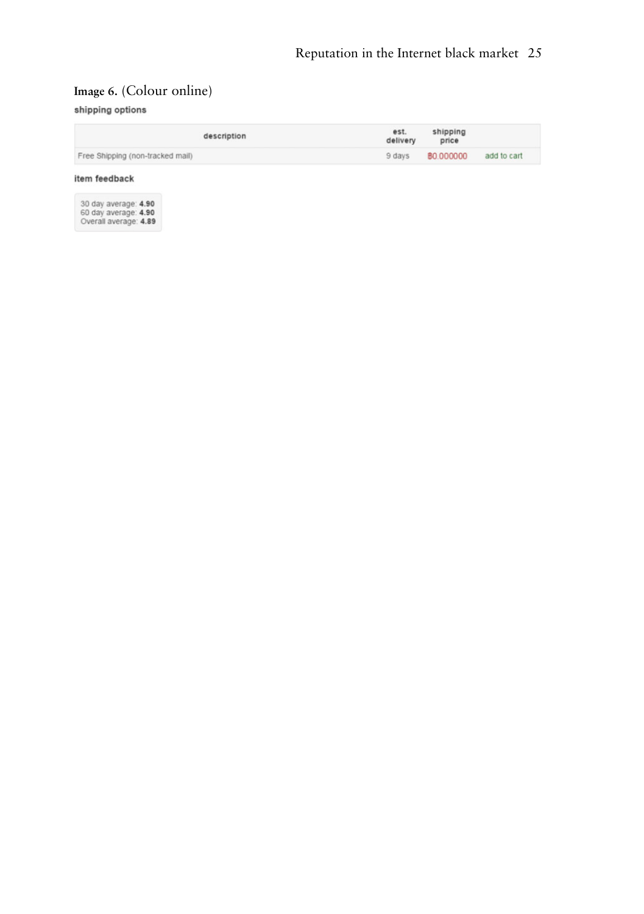**Image 6.** (Colour online)

**shipping options**

| description | est. delivery | shipping price | |
|---|---|---|---|
| Free Shipping (non-tracked mail) | 9 days | ฿0.000000 | add to cart |

**item feedback**

30 day average: **4.90**
60 day average: **4.90**
Overall average: **4.89**